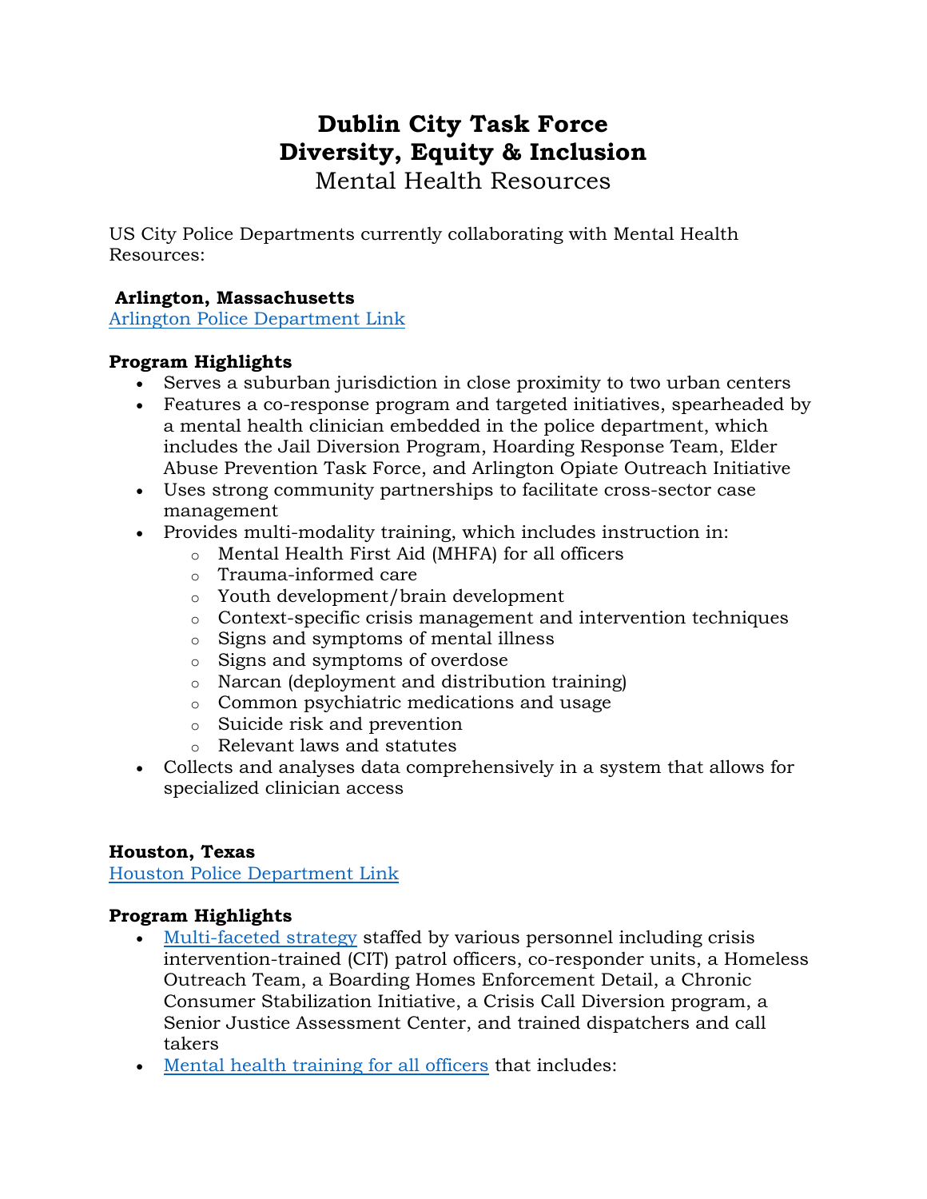# Dublin City Task Force
# Diversity, Equity & Inclusion
## Mental Health Resources

US City Police Departments currently collaborating with Mental Health Resources:

**Arlington, Massachusetts**
[Arlington Police Department Link]

**Program Highlights**

- Serves a suburban jurisdiction in close proximity to two urban centers
- Features a co-response program and targeted initiatives, spearheaded by a mental health clinician embedded in the police department, which includes the Jail Diversion Program, Hoarding Response Team, Elder Abuse Prevention Task Force, and Arlington Opiate Outreach Initiative
- Uses strong community partnerships to facilitate cross-sector case management
- Provides multi-modality training, which includes instruction in:
  - Mental Health First Aid (MHFA) for all officers
  - Trauma-informed care
  - Youth development/brain development
  - Context-specific crisis management and intervention techniques
  - Signs and symptoms of mental illness
  - Signs and symptoms of overdose
  - Narcan (deployment and distribution training)
  - Common psychiatric medications and usage
  - Suicide risk and prevention
  - Relevant laws and statutes
- Collects and analyses data comprehensively in a system that allows for specialized clinician access

**Houston, Texas**
[Houston Police Department Link]

**Program Highlights**

- [Multi-faceted strategy] staffed by various personnel including crisis intervention-trained (CIT) patrol officers, co-responder units, a Homeless Outreach Team, a Boarding Homes Enforcement Detail, a Chronic Consumer Stabilization Initiative, a Crisis Call Diversion program, a Senior Justice Assessment Center, and trained dispatchers and call takers
- [Mental health training for all officers] that includes: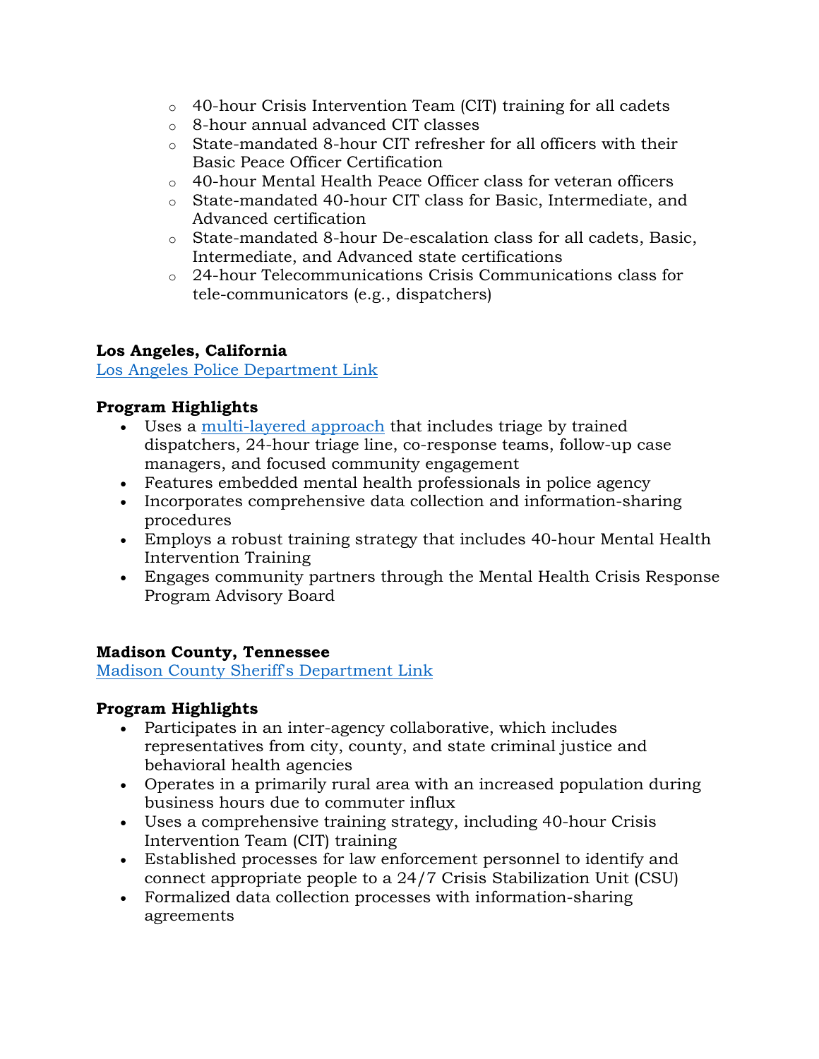- 40-hour Crisis Intervention Team (CIT) training for all cadets
  - 8-hour annual advanced CIT classes
  - State-mandated 8-hour CIT refresher for all officers with their Basic Peace Officer Certification
  - 40-hour Mental Health Peace Officer class for veteran officers
  - State-mandated 40-hour CIT class for Basic, Intermediate, and Advanced certification
  - State-mandated 8-hour De-escalation class for all cadets, Basic, Intermediate, and Advanced state certifications
  - 24-hour Telecommunications Crisis Communications class for tele-communicators (e.g., dispatchers)

**Los Angeles, California**
[Los Angeles Police Department Link]()

**Program Highlights**

- Uses a [multi-layered approach]() that includes triage by trained dispatchers, 24-hour triage line, co-response teams, follow-up case managers, and focused community engagement
- Features embedded mental health professionals in police agency
- Incorporates comprehensive data collection and information-sharing procedures
- Employs a robust training strategy that includes 40-hour Mental Health Intervention Training
- Engages community partners through the Mental Health Crisis Response Program Advisory Board

**Madison County, Tennessee**
[Madison County Sheriff's Department Link]()

**Program Highlights**

- Participates in an inter-agency collaborative, which includes representatives from city, county, and state criminal justice and behavioral health agencies
- Operates in a primarily rural area with an increased population during business hours due to commuter influx
- Uses a comprehensive training strategy, including 40-hour Crisis Intervention Team (CIT) training
- Established processes for law enforcement personnel to identify and connect appropriate people to a 24/7 Crisis Stabilization Unit (CSU)
- Formalized data collection processes with information-sharing agreements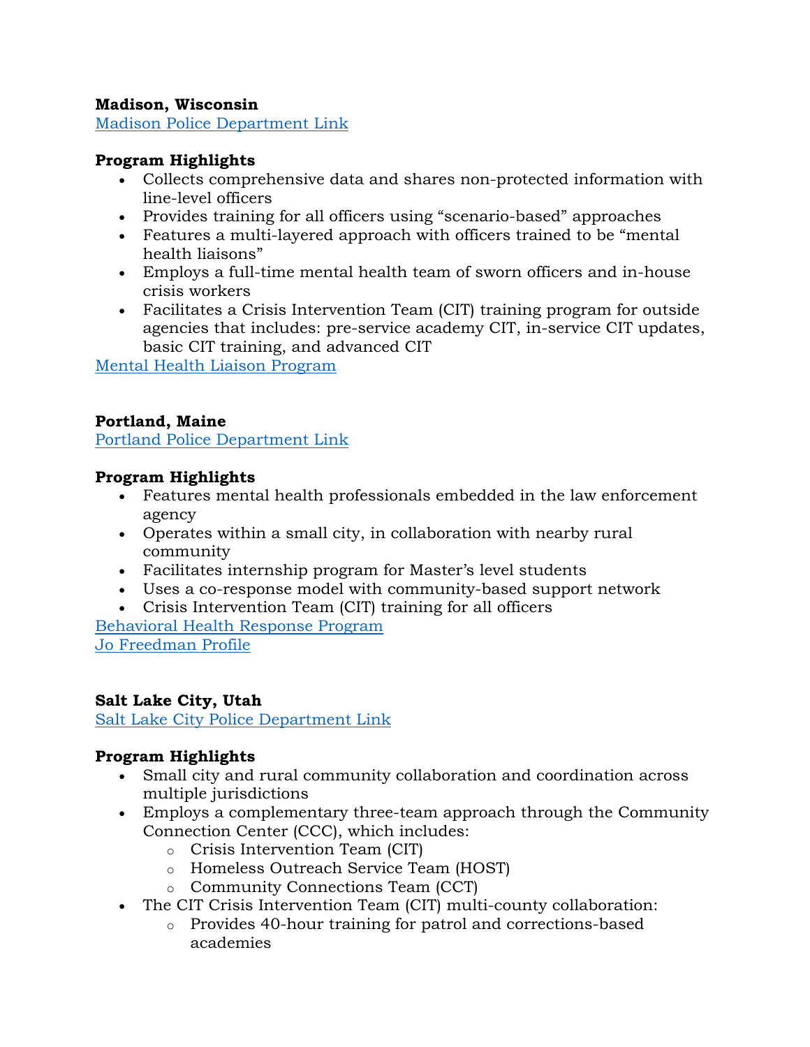**Madison, Wisconsin**

Madison Police Department Link

**Program Highlights**

- Collects comprehensive data and shares non-protected information with line-level officers
- Provides training for all officers using "scenario-based" approaches
- Features a multi-layered approach with officers trained to be "mental health liaisons"
- Employs a full-time mental health team of sworn officers and in-house crisis workers
- Facilitates a Crisis Intervention Team (CIT) training program for outside agencies that includes: pre-service academy CIT, in-service CIT updates, basic CIT training, and advanced CIT

Mental Health Liaison Program

**Portland, Maine**

Portland Police Department Link

**Program Highlights**

- Features mental health professionals embedded in the law enforcement agency
- Operates within a small city, in collaboration with nearby rural community
- Facilitates internship program for Master's level students
- Uses a co-response model with community-based support network
- Crisis Intervention Team (CIT) training for all officers

Behavioral Health Response Program

Jo Freedman Profile

**Salt Lake City, Utah**

Salt Lake City Police Department Link

**Program Highlights**

- Small city and rural community collaboration and coordination across multiple jurisdictions
- Employs a complementary three-team approach through the Community Connection Center (CCC), which includes:
  - Crisis Intervention Team (CIT)
  - Homeless Outreach Service Team (HOST)
  - Community Connections Team (CCT)
- The CIT Crisis Intervention Team (CIT) multi-county collaboration:
  - Provides 40-hour training for patrol and corrections-based academies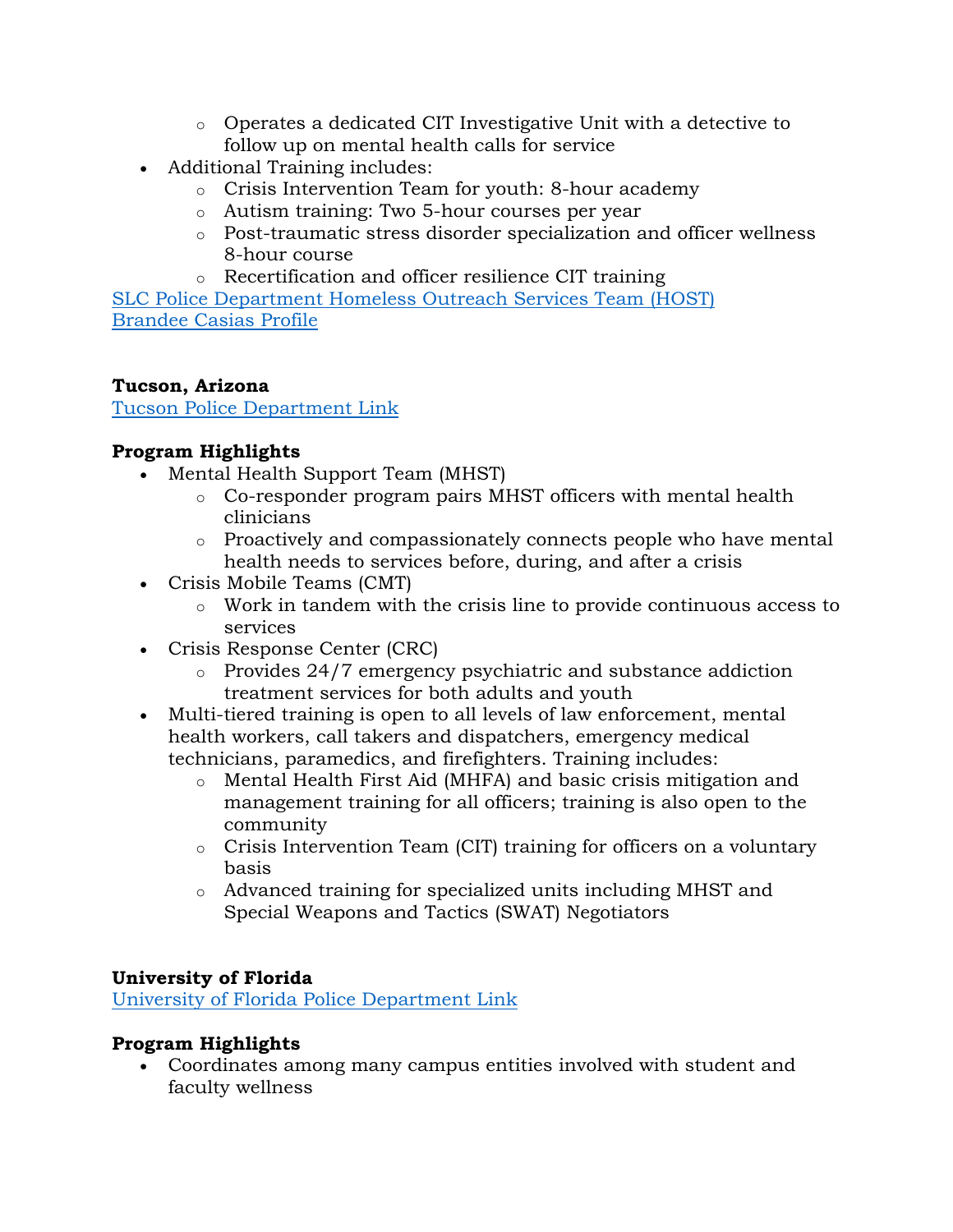- Operates a dedicated CIT Investigative Unit with a detective to follow up on mental health calls for service
- Additional Training includes:
    - Crisis Intervention Team for youth: 8-hour academy
    - Autism training: Two 5-hour courses per year
    - Post-traumatic stress disorder specialization and officer wellness 8-hour course
    - Recertification and officer resilience CIT training

SLC Police Department Homeless Outreach Services Team (HOST)
Brandee Casias Profile

**Tucson, Arizona**
Tucson Police Department Link

**Program Highlights**

- Mental Health Support Team (MHST)
    - Co-responder program pairs MHST officers with mental health clinicians
    - Proactively and compassionately connects people who have mental health needs to services before, during, and after a crisis
- Crisis Mobile Teams (CMT)
    - Work in tandem with the crisis line to provide continuous access to services
- Crisis Response Center (CRC)
    - Provides 24/7 emergency psychiatric and substance addiction treatment services for both adults and youth
- Multi-tiered training is open to all levels of law enforcement, mental health workers, call takers and dispatchers, emergency medical technicians, paramedics, and firefighters. Training includes:
    - Mental Health First Aid (MHFA) and basic crisis mitigation and management training for all officers; training is also open to the community
    - Crisis Intervention Team (CIT) training for officers on a voluntary basis
    - Advanced training for specialized units including MHST and Special Weapons and Tactics (SWAT) Negotiators

**University of Florida**
University of Florida Police Department Link

**Program Highlights**

- Coordinates among many campus entities involved with student and faculty wellness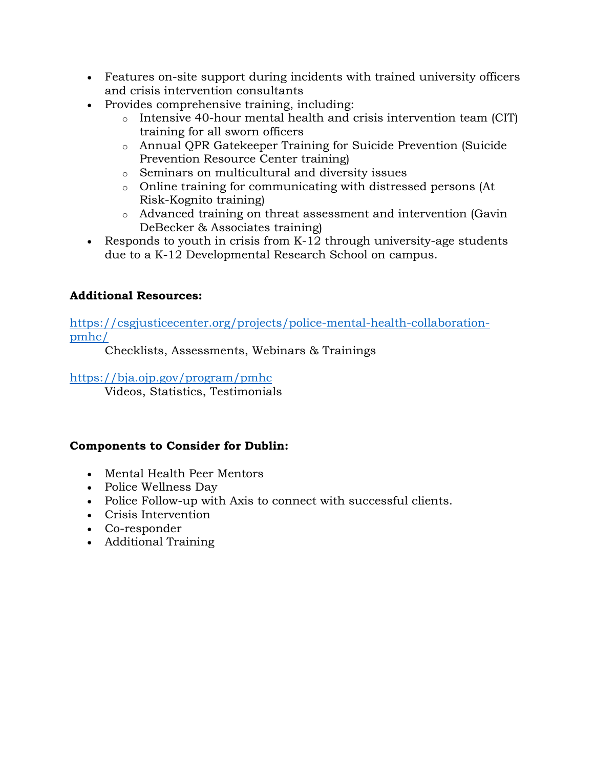- Features on-site support during incidents with trained university officers and crisis intervention consultants
- Provides comprehensive training, including:
  - Intensive 40-hour mental health and crisis intervention team (CIT) training for all sworn officers
  - Annual QPR Gatekeeper Training for Suicide Prevention (Suicide Prevention Resource Center training)
  - Seminars on multicultural and diversity issues
  - Online training for communicating with distressed persons (At Risk-Kognito training)
  - Advanced training on threat assessment and intervention (Gavin DeBecker & Associates training)
- Responds to youth in crisis from K-12 through university-age students due to a K-12 Developmental Research School on campus.

**Additional Resources:**

https://csgjusticecenter.org/projects/police-mental-health-collaboration-pmhc/

Checklists, Assessments, Webinars & Trainings

https://bja.ojp.gov/program/pmhc

Videos, Statistics, Testimonials

**Components to Consider for Dublin:**

- Mental Health Peer Mentors
- Police Wellness Day
- Police Follow-up with Axis to connect with successful clients.
- Crisis Intervention
- Co-responder
- Additional Training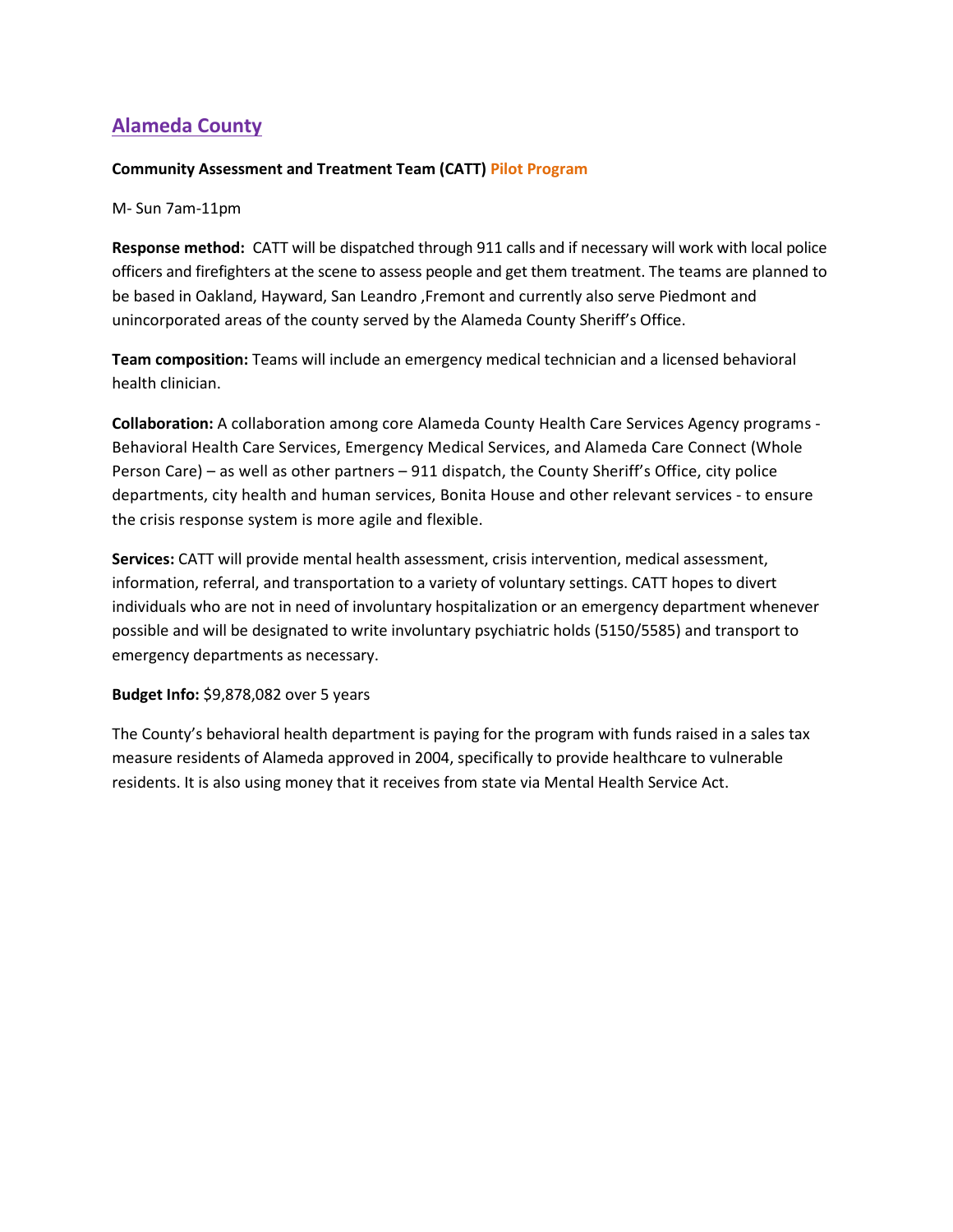## Alameda County

**Community Assessment and Treatment Team (CATT) Pilot Program**

M- Sun 7am-11pm

**Response method:** CATT will be dispatched through 911 calls and if necessary will work with local police officers and firefighters at the scene to assess people and get them treatment. The teams are planned to be based in Oakland, Hayward, San Leandro ,Fremont and currently also serve Piedmont and unincorporated areas of the county served by the Alameda County Sheriff's Office.

**Team composition:** Teams will include an emergency medical technician and a licensed behavioral health clinician.

**Collaboration:** A collaboration among core Alameda County Health Care Services Agency programs - Behavioral Health Care Services, Emergency Medical Services, and Alameda Care Connect (Whole Person Care) – as well as other partners – 911 dispatch, the County Sheriff's Office, city police departments, city health and human services, Bonita House and other relevant services - to ensure the crisis response system is more agile and flexible.

**Services:** CATT will provide mental health assessment, crisis intervention, medical assessment, information, referral, and transportation to a variety of voluntary settings. CATT hopes to divert individuals who are not in need of involuntary hospitalization or an emergency department whenever possible and will be designated to write involuntary psychiatric holds (5150/5585) and transport to emergency departments as necessary.

**Budget Info:** $9,878,082 over 5 years

The County's behavioral health department is paying for the program with funds raised in a sales tax measure residents of Alameda approved in 2004, specifically to provide healthcare to vulnerable residents. It is also using money that it receives from state via Mental Health Service Act.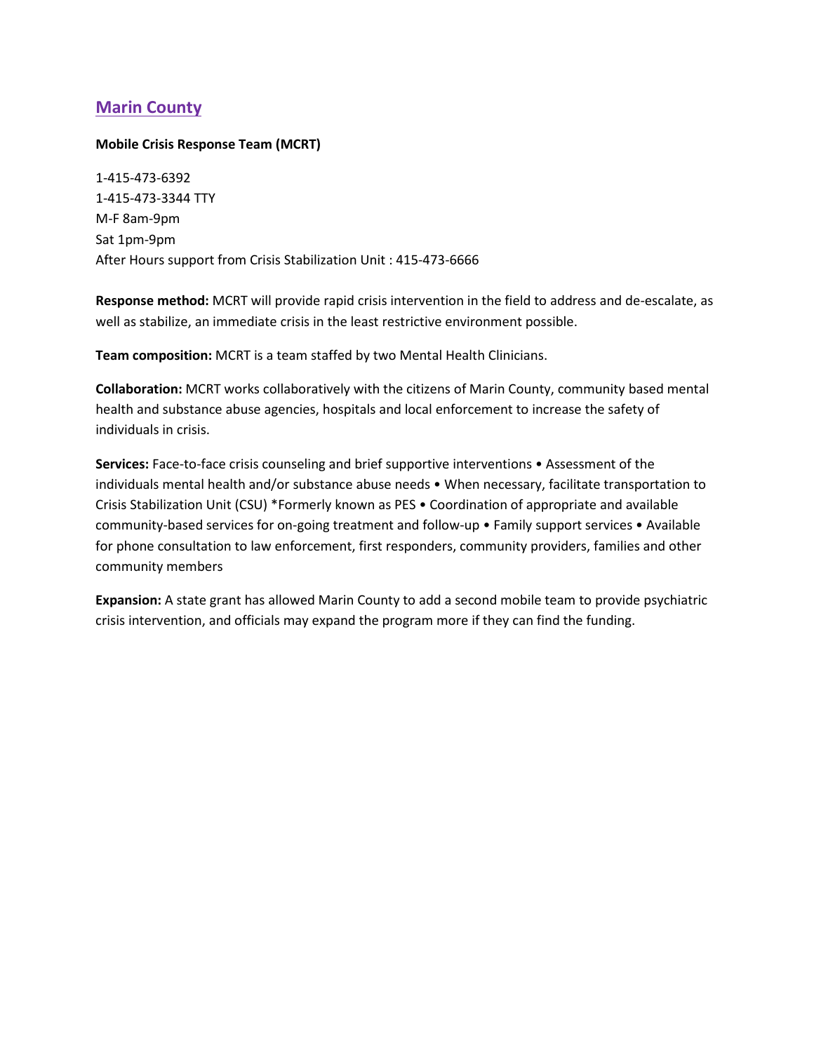## Marin County

**Mobile Crisis Response Team (MCRT)**

1-415-473-6392
1-415-473-3344 TTY
M-F 8am-9pm
Sat 1pm-9pm
After Hours support from Crisis Stabilization Unit : 415-473-6666

**Response method:** MCRT will provide rapid crisis intervention in the field to address and de-escalate, as well as stabilize, an immediate crisis in the least restrictive environment possible.

**Team composition:** MCRT is a team staffed by two Mental Health Clinicians.

**Collaboration:** MCRT works collaboratively with the citizens of Marin County, community based mental health and substance abuse agencies, hospitals and local enforcement to increase the safety of individuals in crisis.

**Services:** Face-to-face crisis counseling and brief supportive interventions • Assessment of the individuals mental health and/or substance abuse needs • When necessary, facilitate transportation to Crisis Stabilization Unit (CSU) *Formerly known as PES • Coordination of appropriate and available community-based services for on-going treatment and follow-up • Family support services • Available for phone consultation to law enforcement, first responders, community providers, families and other community members

**Expansion:** A state grant has allowed Marin County to add a second mobile team to provide psychiatric crisis intervention, and officials may expand the program more if they can find the funding.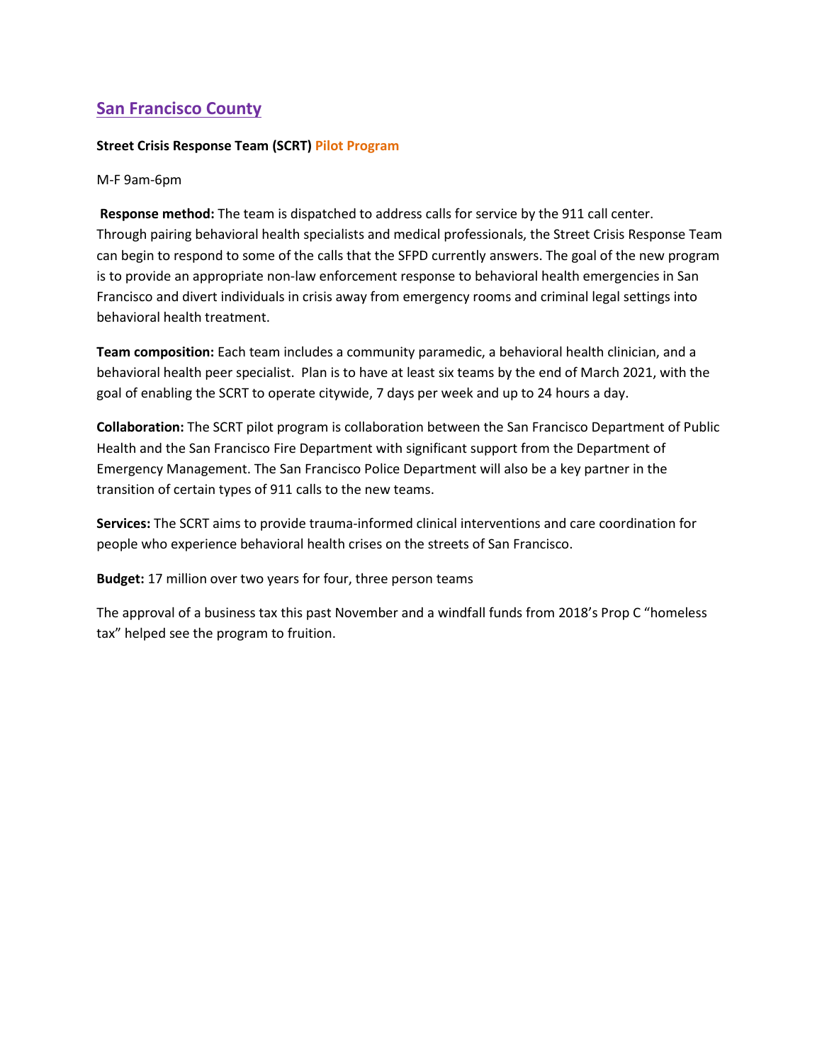## San Francisco County

**Street Crisis Response Team (SCRT) Pilot Program**

M-F 9am-6pm

**Response method:** The team is dispatched to address calls for service by the 911 call center. Through pairing behavioral health specialists and medical professionals, the Street Crisis Response Team can begin to respond to some of the calls that the SFPD currently answers. The goal of the new program is to provide an appropriate non-law enforcement response to behavioral health emergencies in San Francisco and divert individuals in crisis away from emergency rooms and criminal legal settings into behavioral health treatment.

**Team composition:** Each team includes a community paramedic, a behavioral health clinician, and a behavioral health peer specialist. Plan is to have at least six teams by the end of March 2021, with the goal of enabling the SCRT to operate citywide, 7 days per week and up to 24 hours a day.

**Collaboration:** The SCRT pilot program is collaboration between the San Francisco Department of Public Health and the San Francisco Fire Department with significant support from the Department of Emergency Management. The San Francisco Police Department will also be a key partner in the transition of certain types of 911 calls to the new teams.

**Services:** The SCRT aims to provide trauma-informed clinical interventions and care coordination for people who experience behavioral health crises on the streets of San Francisco.

**Budget:** 17 million over two years for four, three person teams

The approval of a business tax this past November and a windfall funds from 2018's Prop C "homeless tax" helped see the program to fruition.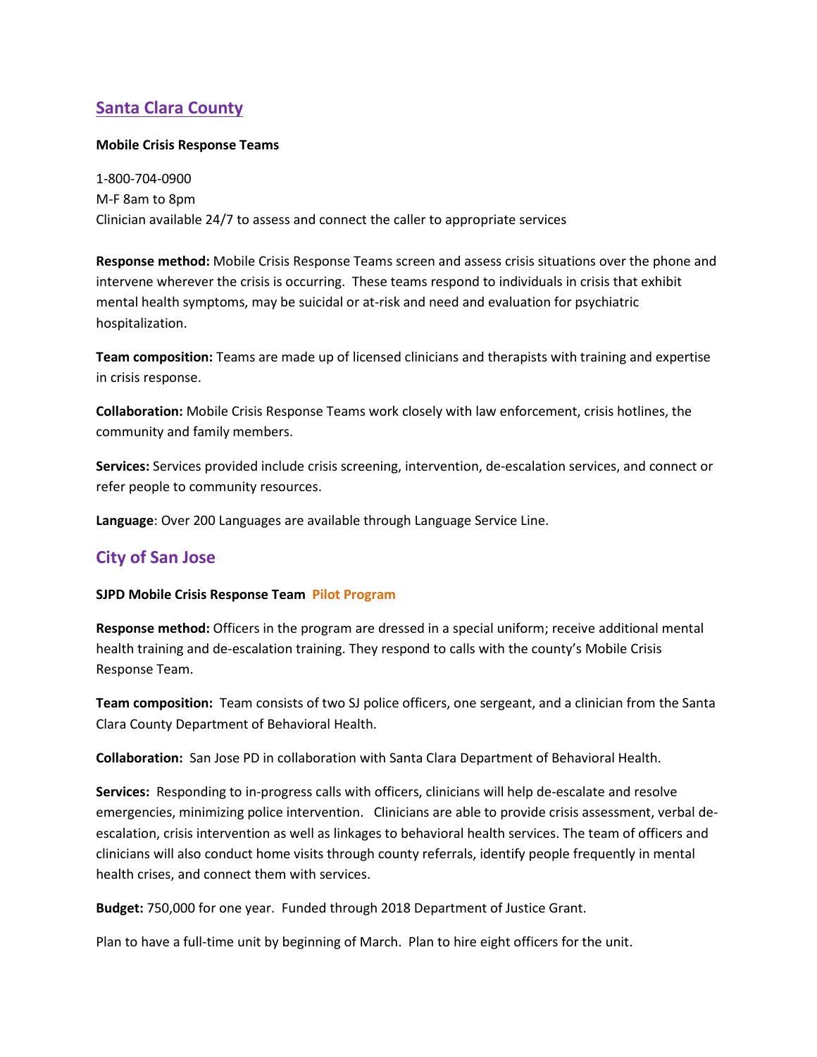## Santa Clara County

**Mobile Crisis Response Teams**

1-800-704-0900
M-F 8am to 8pm
Clinician available 24/7 to assess and connect the caller to appropriate services

**Response method:** Mobile Crisis Response Teams screen and assess crisis situations over the phone and intervene wherever the crisis is occurring. These teams respond to individuals in crisis that exhibit mental health symptoms, may be suicidal or at-risk and need and evaluation for psychiatric hospitalization.

**Team composition:** Teams are made up of licensed clinicians and therapists with training and expertise in crisis response.

**Collaboration:** Mobile Crisis Response Teams work closely with law enforcement, crisis hotlines, the community and family members.

**Services:** Services provided include crisis screening, intervention, de-escalation services, and connect or refer people to community resources.

**Language**: Over 200 Languages are available through Language Service Line.

## City of San Jose

**SJPD Mobile Crisis Response Team** **Pilot Program**

**Response method:** Officers in the program are dressed in a special uniform; receive additional mental health training and de-escalation training. They respond to calls with the county's Mobile Crisis Response Team.

**Team composition:** Team consists of two SJ police officers, one sergeant, and a clinician from the Santa Clara County Department of Behavioral Health.

**Collaboration:** San Jose PD in collaboration with Santa Clara Department of Behavioral Health.

**Services:** Responding to in-progress calls with officers, clinicians will help de-escalate and resolve emergencies, minimizing police intervention. Clinicians are able to provide crisis assessment, verbal de-escalation, crisis intervention as well as linkages to behavioral health services. The team of officers and clinicians will also conduct home visits through county referrals, identify people frequently in mental health crises, and connect them with services.

**Budget:** 750,000 for one year. Funded through 2018 Department of Justice Grant.

Plan to have a full-time unit by beginning of March. Plan to hire eight officers for the unit.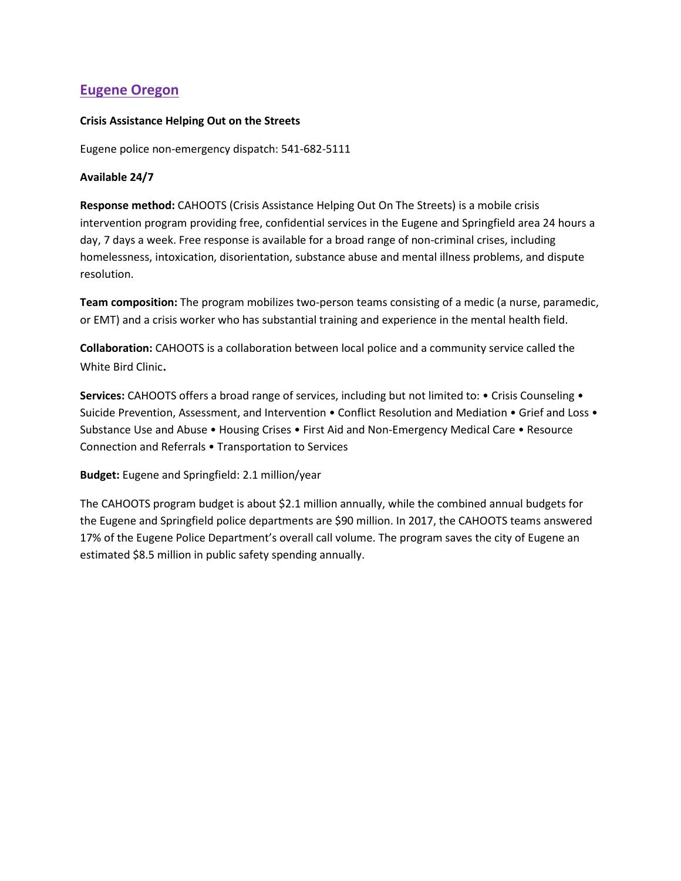## Eugene Oregon

**Crisis Assistance Helping Out on the Streets**

Eugene police non-emergency dispatch: 541-682-5111

**Available 24/7**

**Response method:** CAHOOTS (Crisis Assistance Helping Out On The Streets) is a mobile crisis intervention program providing free, confidential services in the Eugene and Springfield area 24 hours a day, 7 days a week. Free response is available for a broad range of non-criminal crises, including homelessness, intoxication, disorientation, substance abuse and mental illness problems, and dispute resolution.

**Team composition:** The program mobilizes two-person teams consisting of a medic (a nurse, paramedic, or EMT) and a crisis worker who has substantial training and experience in the mental health field.

**Collaboration:** CAHOOTS is a collaboration between local police and a community service called the White Bird Clinic**.**

**Services:** CAHOOTS offers a broad range of services, including but not limited to: • Crisis Counseling • Suicide Prevention, Assessment, and Intervention • Conflict Resolution and Mediation • Grief and Loss • Substance Use and Abuse • Housing Crises • First Aid and Non-Emergency Medical Care • Resource Connection and Referrals • Transportation to Services

**Budget:** Eugene and Springfield: 2.1 million/year

The CAHOOTS program budget is about $2.1 million annually, while the combined annual budgets for the Eugene and Springfield police departments are $90 million. In 2017, the CAHOOTS teams answered 17% of the Eugene Police Department's overall call volume. The program saves the city of Eugene an estimated $8.5 million in public safety spending annually.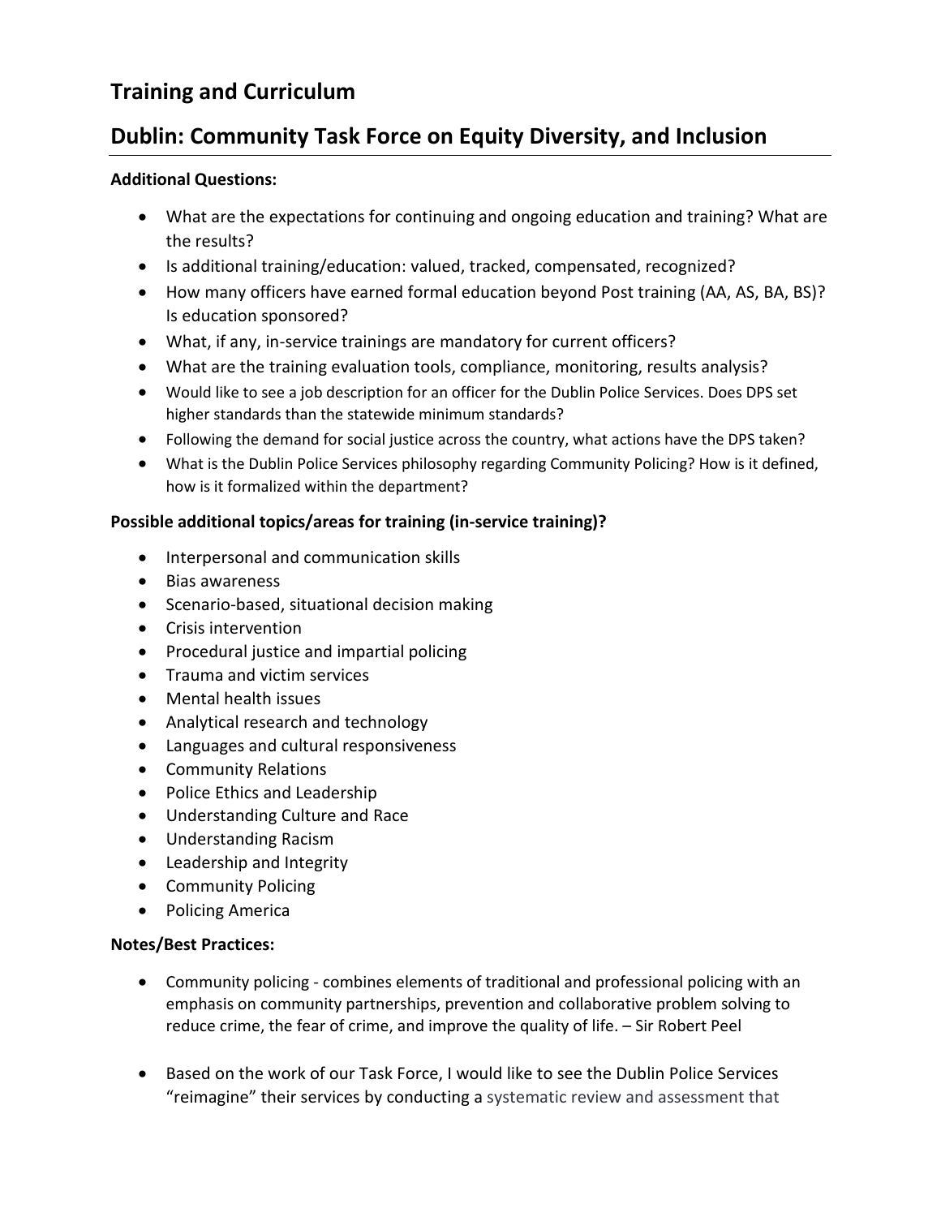## Training and Curriculum

## Dublin: Community Task Force on Equity Diversity, and Inclusion

**Additional Questions:**

- What are the expectations for continuing and ongoing education and training? What are the results?
- Is additional training/education: valued, tracked, compensated, recognized?
- How many officers have earned formal education beyond Post training (AA, AS, BA, BS)? Is education sponsored?
- What, if any, in-service trainings are mandatory for current officers?
- What are the training evaluation tools, compliance, monitoring, results analysis?
- Would like to see a job description for an officer for the Dublin Police Services. Does DPS set higher standards than the statewide minimum standards?
- Following the demand for social justice across the country, what actions have the DPS taken?
- What is the Dublin Police Services philosophy regarding Community Policing? How is it defined, how is it formalized within the department?

**Possible additional topics/areas for training (in-service training)?**

- Interpersonal and communication skills
- Bias awareness
- Scenario-based, situational decision making
- Crisis intervention
- Procedural justice and impartial policing
- Trauma and victim services
- Mental health issues
- Analytical research and technology
- Languages and cultural responsiveness
- Community Relations
- Police Ethics and Leadership
- Understanding Culture and Race
- Understanding Racism
- Leadership and Integrity
- Community Policing
- Policing America

**Notes/Best Practices:**

- Community policing - combines elements of traditional and professional policing with an emphasis on community partnerships, prevention and collaborative problem solving to reduce crime, the fear of crime, and improve the quality of life. – Sir Robert Peel

- Based on the work of our Task Force, I would like to see the Dublin Police Services "reimagine" their services by conducting a systematic review and assessment that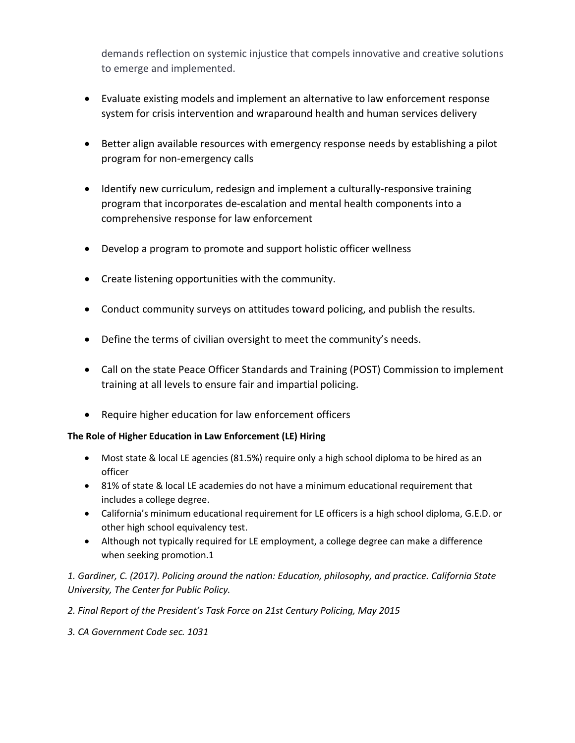demands reflection on systemic injustice that compels innovative and creative solutions to emerge and implemented.

- Evaluate existing models and implement an alternative to law enforcement response system for crisis intervention and wraparound health and human services delivery
- Better align available resources with emergency response needs by establishing a pilot program for non-emergency calls
- Identify new curriculum, redesign and implement a culturally-responsive training program that incorporates de-escalation and mental health components into a comprehensive response for law enforcement
- Develop a program to promote and support holistic officer wellness
- Create listening opportunities with the community.
- Conduct community surveys on attitudes toward policing, and publish the results.
- Define the terms of civilian oversight to meet the community's needs.
- Call on the state Peace Officer Standards and Training (POST) Commission to implement training at all levels to ensure fair and impartial policing.
- Require higher education for law enforcement officers

**The Role of Higher Education in Law Enforcement (LE) Hiring**

- Most state & local LE agencies (81.5%) require only a high school diploma to be hired as an officer
- 81% of state & local LE academies do not have a minimum educational requirement that includes a college degree.
- California's minimum educational requirement for LE officers is a high school diploma, G.E.D. or other high school equivalency test.
- Although not typically required for LE employment, a college degree can make a difference when seeking promotion.[1]

*1. Gardiner, C. (2017). Policing around the nation: Education, philosophy, and practice. California State University, The Center for Public Policy.*

*2. Final Report of the President's Task Force on 21st Century Policing, May 2015*

*3. CA Government Code sec. 1031*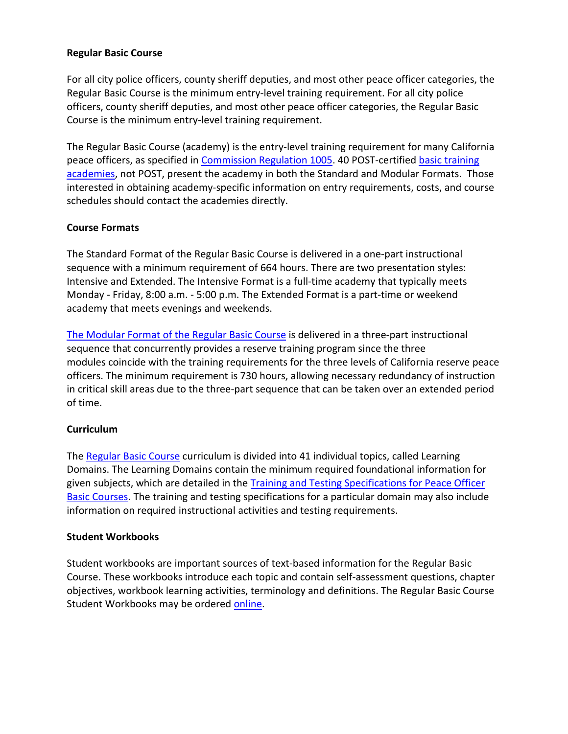**Regular Basic Course**

For all city police officers, county sheriff deputies, and most other peace officer categories, the Regular Basic Course is the minimum entry-level training requirement. For all city police officers, county sheriff deputies, and most other peace officer categories, the Regular Basic Course is the minimum entry-level training requirement.

The Regular Basic Course (academy) is the entry-level training requirement for many California peace officers, as specified in Commission Regulation 1005. 40 POST-certified basic training academies, not POST, present the academy in both the Standard and Modular Formats. Those interested in obtaining academy-specific information on entry requirements, costs, and course schedules should contact the academies directly.

**Course Formats**

The Standard Format of the Regular Basic Course is delivered in a one-part instructional sequence with a minimum requirement of 664 hours. There are two presentation styles: Intensive and Extended. The Intensive Format is a full-time academy that typically meets Monday - Friday, 8:00 a.m. - 5:00 p.m. The Extended Format is a part-time or weekend academy that meets evenings and weekends.

The Modular Format of the Regular Basic Course is delivered in a three-part instructional sequence that concurrently provides a reserve training program since the three modules coincide with the training requirements for the three levels of California reserve peace officers. The minimum requirement is 730 hours, allowing necessary redundancy of instruction in critical skill areas due to the three-part sequence that can be taken over an extended period of time.

**Curriculum**

The Regular Basic Course curriculum is divided into 41 individual topics, called Learning Domains. The Learning Domains contain the minimum required foundational information for given subjects, which are detailed in the Training and Testing Specifications for Peace Officer Basic Courses. The training and testing specifications for a particular domain may also include information on required instructional activities and testing requirements.

**Student Workbooks**

Student workbooks are important sources of text-based information for the Regular Basic Course. These workbooks introduce each topic and contain self-assessment questions, chapter objectives, workbook learning activities, terminology and definitions. The Regular Basic Course Student Workbooks may be ordered online.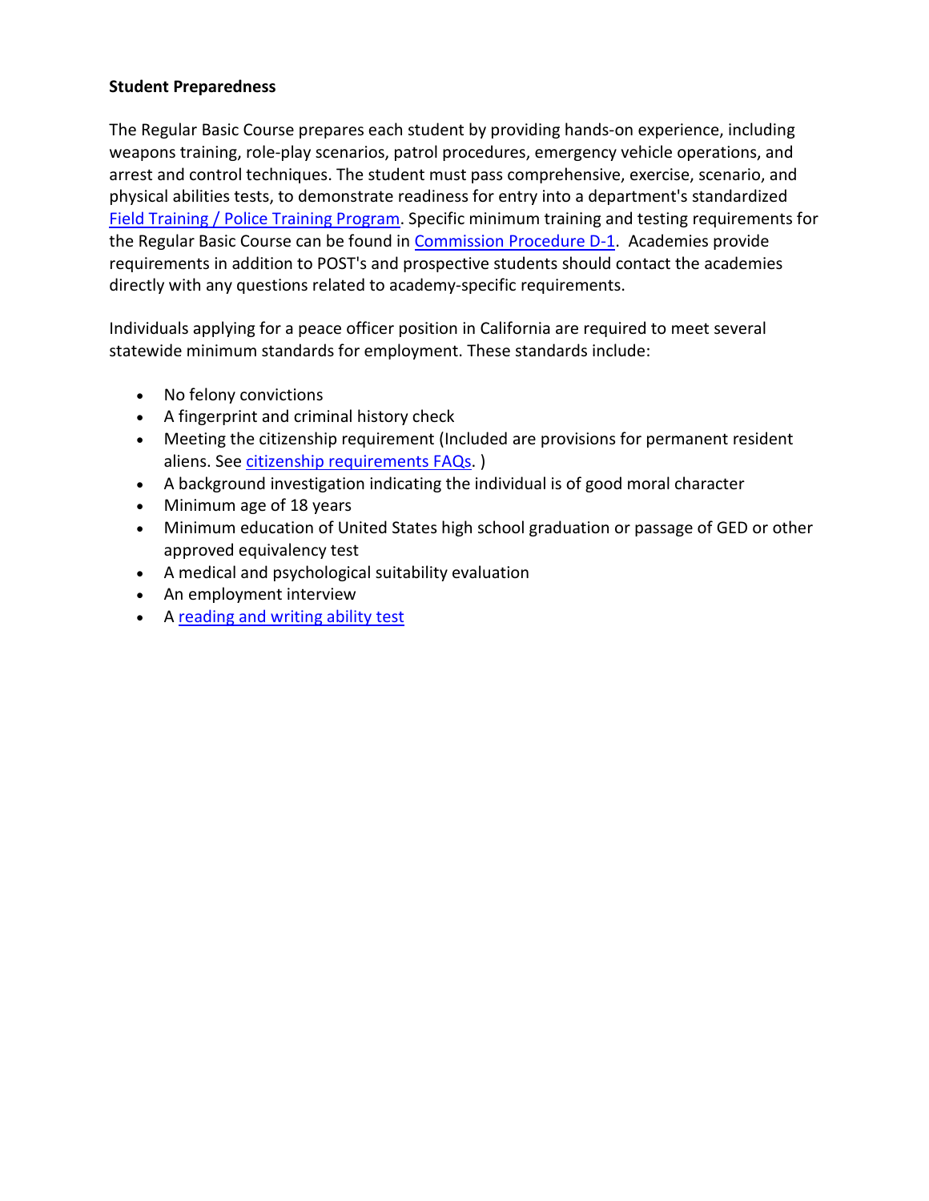**Student Preparedness**

The Regular Basic Course prepares each student by providing hands-on experience, including weapons training, role-play scenarios, patrol procedures, emergency vehicle operations, and arrest and control techniques. The student must pass comprehensive, exercise, scenario, and physical abilities tests, to demonstrate readiness for entry into a department's standardized Field Training / Police Training Program. Specific minimum training and testing requirements for the Regular Basic Course can be found in Commission Procedure D-1. Academies provide requirements in addition to POST's and prospective students should contact the academies directly with any questions related to academy-specific requirements.

Individuals applying for a peace officer position in California are required to meet several statewide minimum standards for employment. These standards include:

- No felony convictions
- A fingerprint and criminal history check
- Meeting the citizenship requirement (Included are provisions for permanent resident aliens. See citizenship requirements FAQs. )
- A background investigation indicating the individual is of good moral character
- Minimum age of 18 years
- Minimum education of United States high school graduation or passage of GED or other approved equivalency test
- A medical and psychological suitability evaluation
- An employment interview
- A reading and writing ability test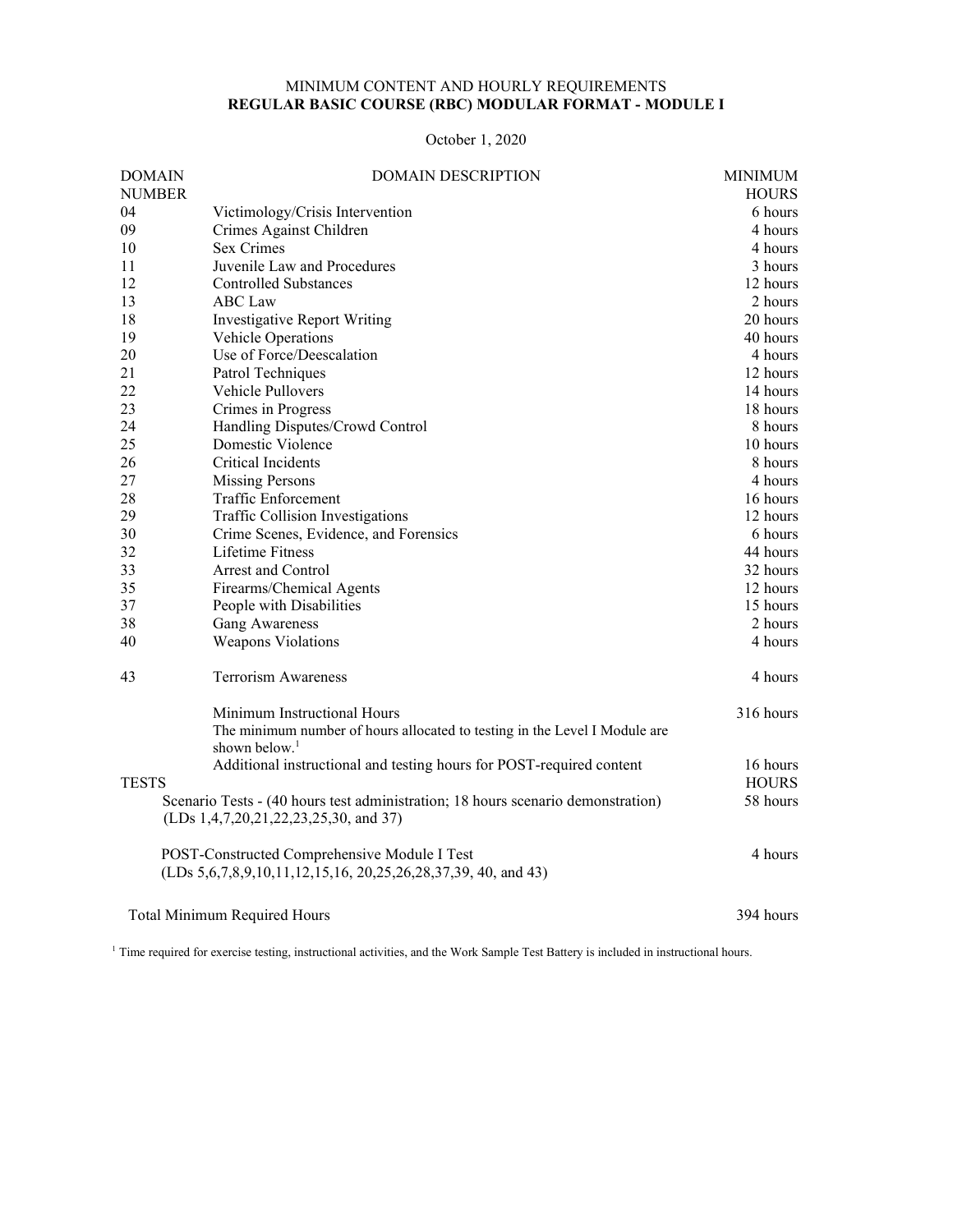MINIMUM CONTENT AND HOURLY REQUIREMENTS

**REGULAR BASIC COURSE (RBC) MODULAR FORMAT - MODULE I**

October 1, 2020

| DOMAIN NUMBER | DOMAIN DESCRIPTION | MINIMUM HOURS |
|---|---|---|
| 04 | Victimology/Crisis Intervention | 6 hours |
| 09 | Crimes Against Children | 4 hours |
| 10 | Sex Crimes | 4 hours |
| 11 | Juvenile Law and Procedures | 3 hours |
| 12 | Controlled Substances | 12 hours |
| 13 | ABC Law | 2 hours |
| 18 | Investigative Report Writing | 20 hours |
| 19 | Vehicle Operations | 40 hours |
| 20 | Use of Force/Deescalation | 4 hours |
| 21 | Patrol Techniques | 12 hours |
| 22 | Vehicle Pullovers | 14 hours |
| 23 | Crimes in Progress | 18 hours |
| 24 | Handling Disputes/Crowd Control | 8 hours |
| 25 | Domestic Violence | 10 hours |
| 26 | Critical Incidents | 8 hours |
| 27 | Missing Persons | 4 hours |
| 28 | Traffic Enforcement | 16 hours |
| 29 | Traffic Collision Investigations | 12 hours |
| 30 | Crime Scenes, Evidence, and Forensics | 6 hours |
| 32 | Lifetime Fitness | 44 hours |
| 33 | Arrest and Control | 32 hours |
| 35 | Firearms/Chemical Agents | 12 hours |
| 37 | People with Disabilities | 15 hours |
| 38 | Gang Awareness | 2 hours |
| 40 | Weapons Violations | 4 hours |
| 43 | Terrorism Awareness | 4 hours |
| | Minimum Instructional Hours | 316 hours |
| | The minimum number of hours allocated to testing in the Level I Module are shown below.[1] | |
| | Additional instructional and testing hours for POST-required content | 16 hours |
| TESTS | | HOURS |
| | Scenario Tests - (40 hours test administration; 18 hours scenario demonstration) (LDs 1,4,7,20,21,22,23,25,30, and 37) | 58 hours |
| | POST-Constructed Comprehensive Module I Test (LDs 5,6,7,8,9,10,11,12,15,16, 20,25,26,28,37,39, 40, and 43) | 4 hours |
| | Total Minimum Required Hours | 394 hours |

[1] Time required for exercise testing, instructional activities, and the Work Sample Test Battery is included in instructional hours.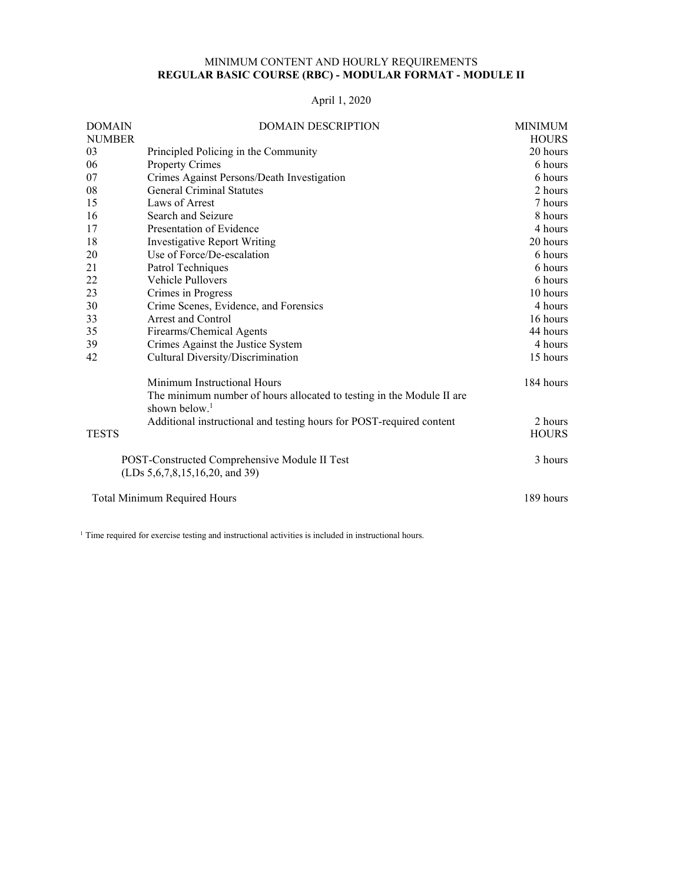MINIMUM CONTENT AND HOURLY REQUIREMENTS

**REGULAR BASIC COURSE (RBC) - MODULAR FORMAT - MODULE II**

April 1, 2020

| DOMAIN NUMBER | DOMAIN DESCRIPTION | MINIMUM HOURS |
|---|---|---|
| 03 | Principled Policing in the Community | 20 hours |
| 06 | Property Crimes | 6 hours |
| 07 | Crimes Against Persons/Death Investigation | 6 hours |
| 08 | General Criminal Statutes | 2 hours |
| 15 | Laws of Arrest | 7 hours |
| 16 | Search and Seizure | 8 hours |
| 17 | Presentation of Evidence | 4 hours |
| 18 | Investigative Report Writing | 20 hours |
| 20 | Use of Force/De-escalation | 6 hours |
| 21 | Patrol Techniques | 6 hours |
| 22 | Vehicle Pullovers | 6 hours |
| 23 | Crimes in Progress | 10 hours |
| 30 | Crime Scenes, Evidence, and Forensics | 4 hours |
| 33 | Arrest and Control | 16 hours |
| 35 | Firearms/Chemical Agents | 44 hours |
| 39 | Crimes Against the Justice System | 4 hours |
| 42 | Cultural Diversity/Discrimination | 15 hours |
| | Minimum Instructional Hours | 184 hours |
| | The minimum number of hours allocated to testing in the Module II are shown below.[1] | |
| | Additional instructional and testing hours for POST-required content | 2 hours |
| TESTS | | HOURS |
| | POST-Constructed Comprehensive Module II Test (LDs 5,6,7,8,15,16,20, and 39) | 3 hours |
| | Total Minimum Required Hours | 189 hours |

[1] Time required for exercise testing and instructional activities is included in instructional hours.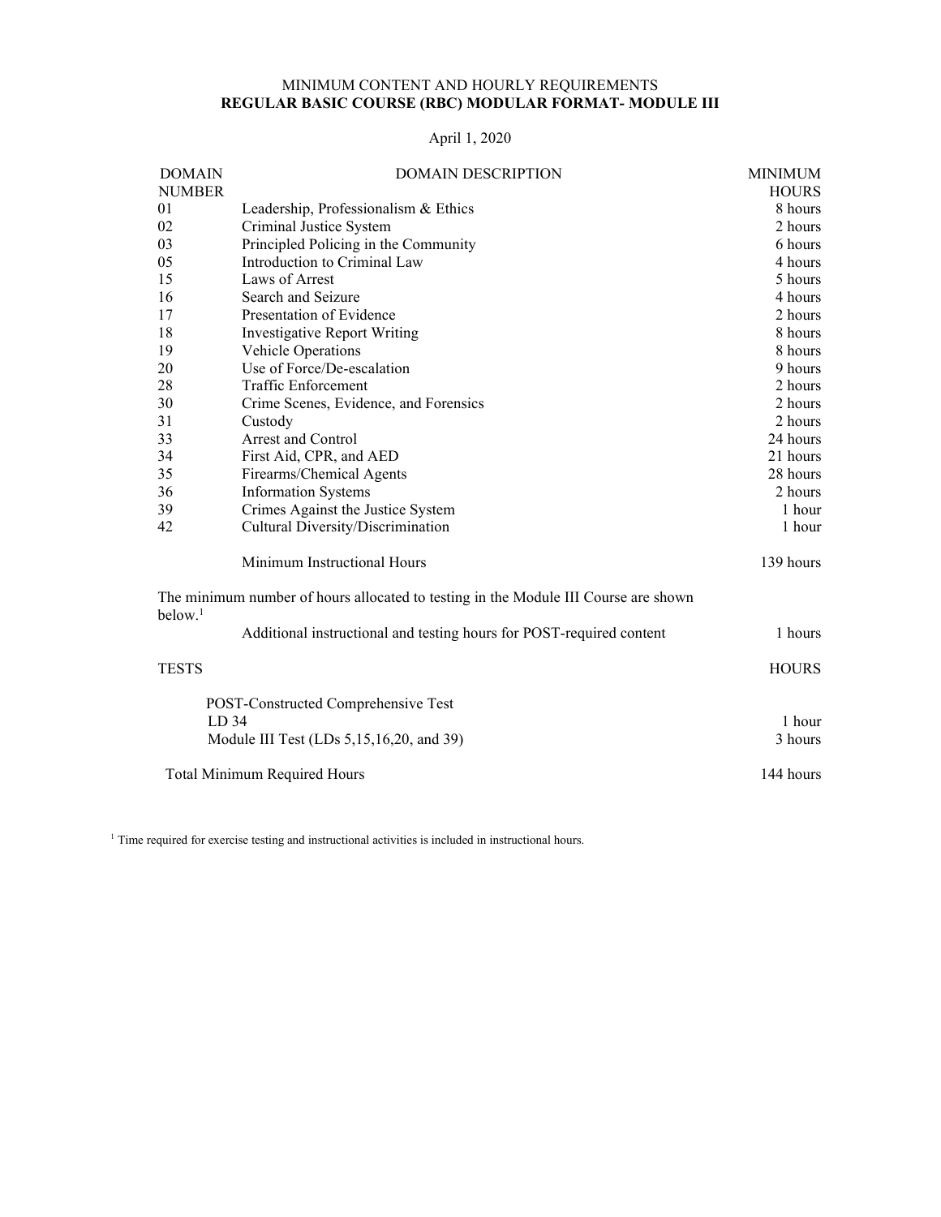MINIMUM CONTENT AND HOURLY REQUIREMENTS

**REGULAR BASIC COURSE (RBC) MODULAR FORMAT- MODULE III**

April 1, 2020

| DOMAIN NUMBER | DOMAIN DESCRIPTION | MINIMUM HOURS |
|---|---|---|
| 01 | Leadership, Professionalism & Ethics | 8 hours |
| 02 | Criminal Justice System | 2 hours |
| 03 | Principled Policing in the Community | 6 hours |
| 05 | Introduction to Criminal Law | 4 hours |
| 15 | Laws of Arrest | 5 hours |
| 16 | Search and Seizure | 4 hours |
| 17 | Presentation of Evidence | 2 hours |
| 18 | Investigative Report Writing | 8 hours |
| 19 | Vehicle Operations | 8 hours |
| 20 | Use of Force/De-escalation | 9 hours |
| 28 | Traffic Enforcement | 2 hours |
| 30 | Crime Scenes, Evidence, and Forensics | 2 hours |
| 31 | Custody | 2 hours |
| 33 | Arrest and Control | 24 hours |
| 34 | First Aid, CPR, and AED | 21 hours |
| 35 | Firearms/Chemical Agents | 28 hours |
| 36 | Information Systems | 2 hours |
| 39 | Crimes Against the Justice System | 1 hour |
| 42 | Cultural Diversity/Discrimination | 1 hour |
| | Minimum Instructional Hours | 139 hours |

The minimum number of hours allocated to testing in the Module III Course are shown below.[1]

| | | |
|---|---|---|
| | Additional instructional and testing hours for POST-required content | 1 hours |
| **TESTS** | | **HOURS** |
| | POST-Constructed Comprehensive Test | |
| | LD 34 | 1 hour |
| | Module III Test (LDs 5,15,16,20, and 39) | 3 hours |
| | Total Minimum Required Hours | 144 hours |

[1] Time required for exercise testing and instructional activities is included in instructional hours.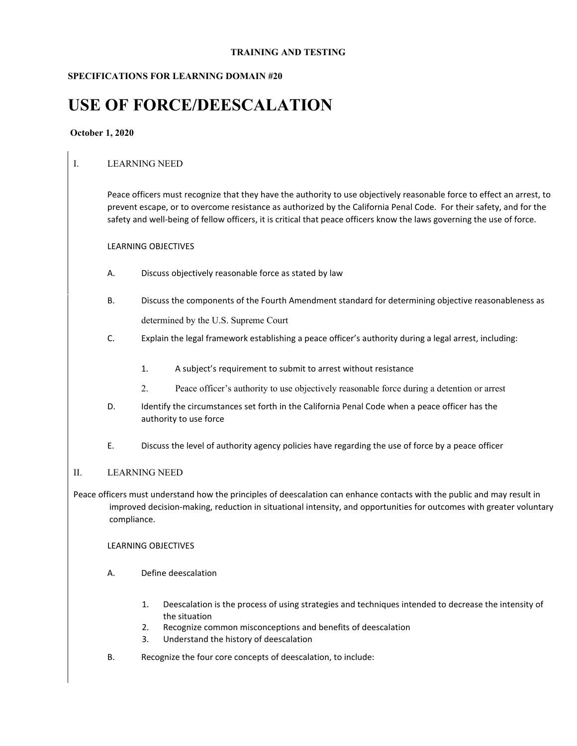**TRAINING AND TESTING**

**SPECIFICATIONS FOR LEARNING DOMAIN #20**

# USE OF FORCE/DEESCALATION

**October 1, 2020**

I. LEARNING NEED

Peace officers must recognize that they have the authority to use objectively reasonable force to effect an arrest, to prevent escape, or to overcome resistance as authorized by the California Penal Code. For their safety, and for the safety and well-being of fellow officers, it is critical that peace officers know the laws governing the use of force.

LEARNING OBJECTIVES

A. Discuss objectively reasonable force as stated by law

B. Discuss the components of the Fourth Amendment standard for determining objective reasonableness as determined by the U.S. Supreme Court

C. Explain the legal framework establishing a peace officer's authority during a legal arrest, including:

1. A subject's requirement to submit to arrest without resistance
2. Peace officer's authority to use objectively reasonable force during a detention or arrest

D. Identify the circumstances set forth in the California Penal Code when a peace officer has the authority to use force

E. Discuss the level of authority agency policies have regarding the use of force by a peace officer

II. LEARNING NEED

Peace officers must understand how the principles of deescalation can enhance contacts with the public and may result in improved decision-making, reduction in situational intensity, and opportunities for outcomes with greater voluntary compliance.

LEARNING OBJECTIVES

A. Define deescalation

1. Deescalation is the process of using strategies and techniques intended to decrease the intensity of the situation
2. Recognize common misconceptions and benefits of deescalation
3. Understand the history of deescalation

B. Recognize the four core concepts of deescalation, to include: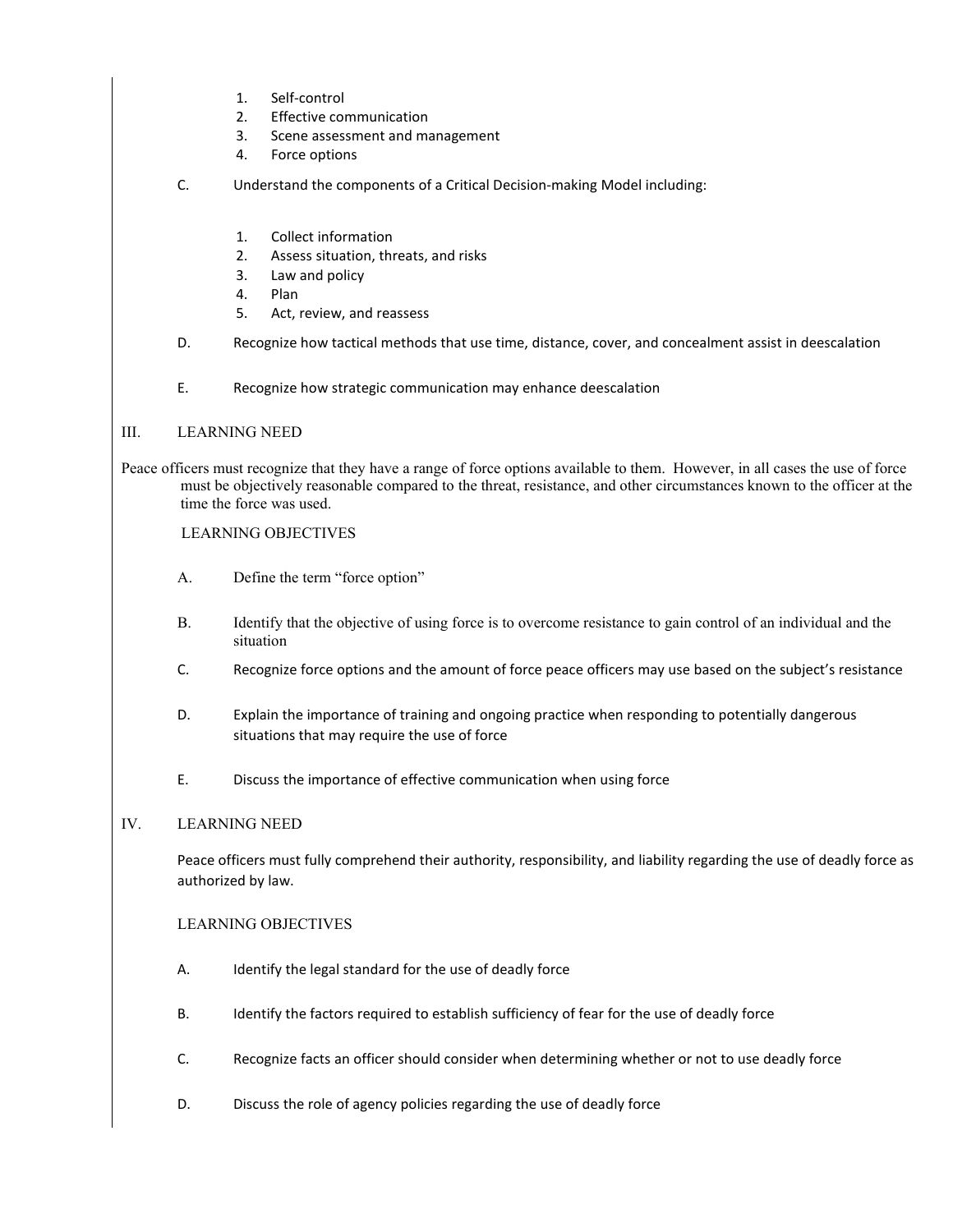1. Self-control
2. Effective communication
3. Scene assessment and management
4. Force options

C. Understand the components of a Critical Decision-making Model including:

1. Collect information
2. Assess situation, threats, and risks
3. Law and policy
4. Plan
5. Act, review, and reassess

D. Recognize how tactical methods that use time, distance, cover, and concealment assist in deescalation

E. Recognize how strategic communication may enhance deescalation

## III. LEARNING NEED

Peace officers must recognize that they have a range of force options available to them. However, in all cases the use of force must be objectively reasonable compared to the threat, resistance, and other circumstances known to the officer at the time the force was used.

### LEARNING OBJECTIVES

A. Define the term "force option"

B. Identify that the objective of using force is to overcome resistance to gain control of an individual and the situation

C. Recognize force options and the amount of force peace officers may use based on the subject's resistance

D. Explain the importance of training and ongoing practice when responding to potentially dangerous situations that may require the use of force

E. Discuss the importance of effective communication when using force

## IV. LEARNING NEED

Peace officers must fully comprehend their authority, responsibility, and liability regarding the use of deadly force as authorized by law.

### LEARNING OBJECTIVES

A. Identify the legal standard for the use of deadly force

B. Identify the factors required to establish sufficiency of fear for the use of deadly force

C. Recognize facts an officer should consider when determining whether or not to use deadly force

D. Discuss the role of agency policies regarding the use of deadly force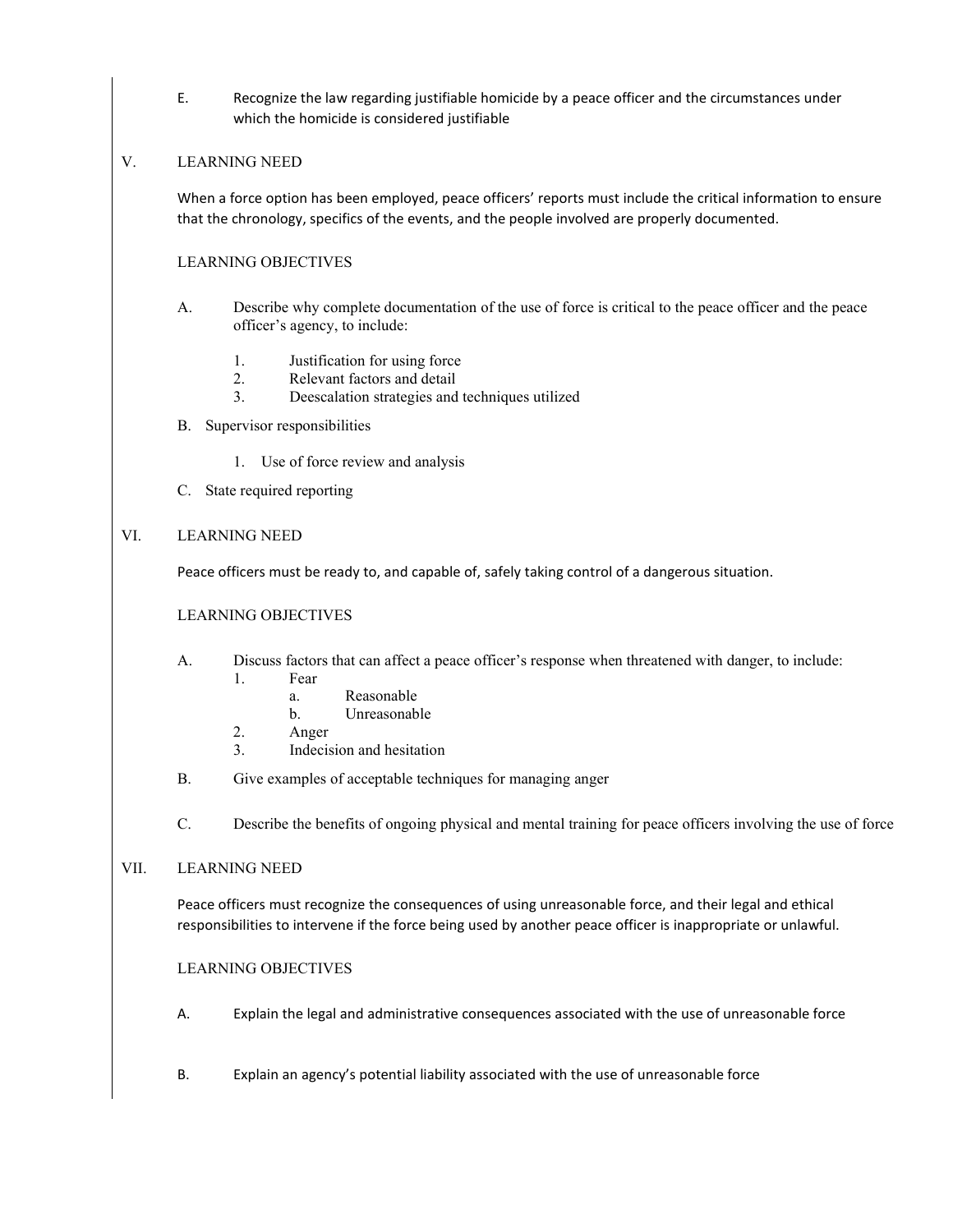E. Recognize the law regarding justifiable homicide by a peace officer and the circumstances under which the homicide is considered justifiable

## V. LEARNING NEED

When a force option has been employed, peace officers' reports must include the critical information to ensure that the chronology, specifics of the events, and the people involved are properly documented.

### LEARNING OBJECTIVES

A. Describe why complete documentation of the use of force is critical to the peace officer and the peace officer's agency, to include:

1. Justification for using force
2. Relevant factors and detail
3. Deescalation strategies and techniques utilized

B. Supervisor responsibilities

1. Use of force review and analysis

C. State required reporting

## VI. LEARNING NEED

Peace officers must be ready to, and capable of, safely taking control of a dangerous situation.

### LEARNING OBJECTIVES

A. Discuss factors that can affect a peace officer's response when threatened with danger, to include:

1. Fear
   a. Reasonable
   b. Unreasonable
2. Anger
3. Indecision and hesitation

B. Give examples of acceptable techniques for managing anger

C. Describe the benefits of ongoing physical and mental training for peace officers involving the use of force

## VII. LEARNING NEED

Peace officers must recognize the consequences of using unreasonable force, and their legal and ethical responsibilities to intervene if the force being used by another peace officer is inappropriate or unlawful.

### LEARNING OBJECTIVES

A. Explain the legal and administrative consequences associated with the use of unreasonable force

B. Explain an agency's potential liability associated with the use of unreasonable force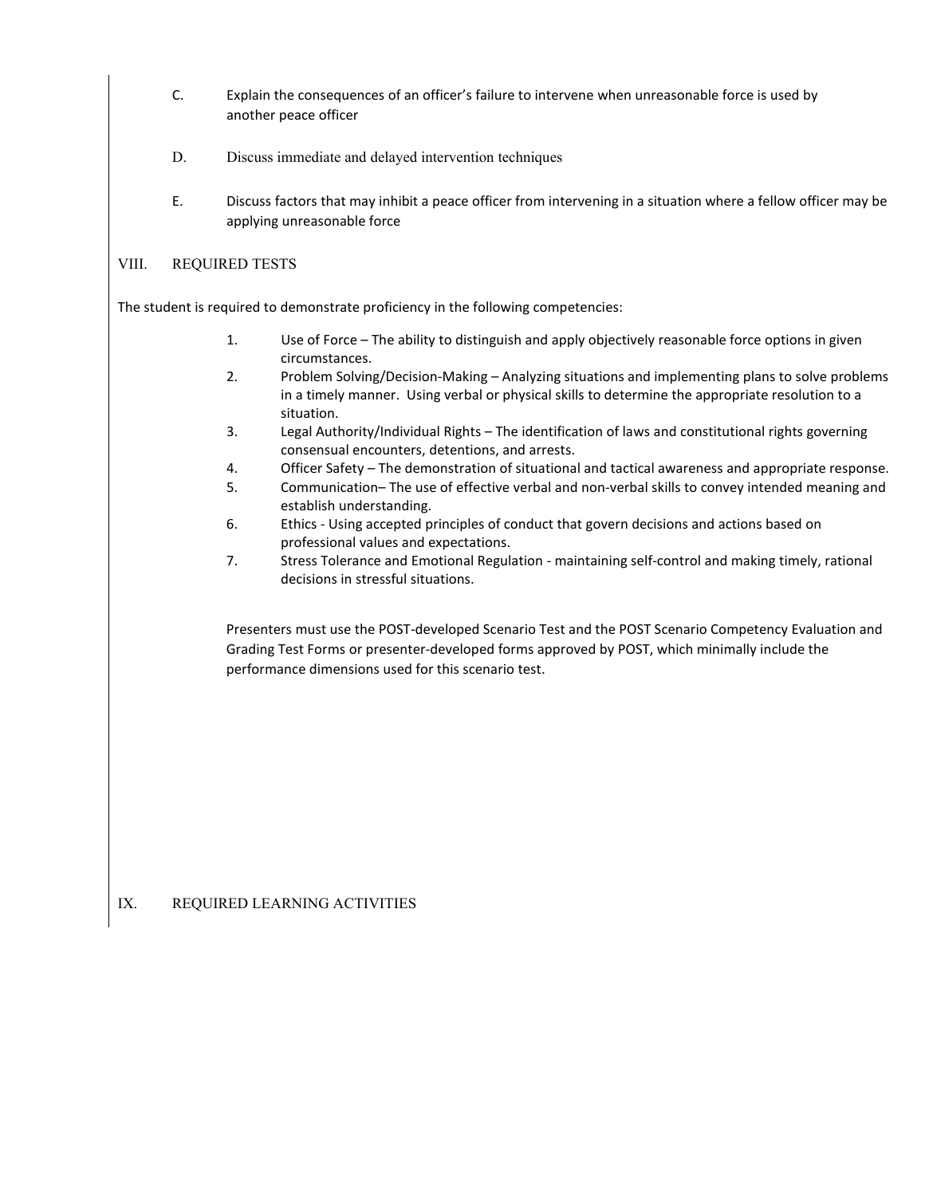C. Explain the consequences of an officer's failure to intervene when unreasonable force is used by another peace officer

D. Discuss immediate and delayed intervention techniques

E. Discuss factors that may inhibit a peace officer from intervening in a situation where a fellow officer may be applying unreasonable force

## VIII. REQUIRED TESTS

The student is required to demonstrate proficiency in the following competencies:

1. Use of Force – The ability to distinguish and apply objectively reasonable force options in given circumstances.
2. Problem Solving/Decision-Making – Analyzing situations and implementing plans to solve problems in a timely manner. Using verbal or physical skills to determine the appropriate resolution to a situation.
3. Legal Authority/Individual Rights – The identification of laws and constitutional rights governing consensual encounters, detentions, and arrests.
4. Officer Safety – The demonstration of situational and tactical awareness and appropriate response.
5. Communication– The use of effective verbal and non-verbal skills to convey intended meaning and establish understanding.
6. Ethics - Using accepted principles of conduct that govern decisions and actions based on professional values and expectations.
7. Stress Tolerance and Emotional Regulation - maintaining self-control and making timely, rational decisions in stressful situations.

Presenters must use the POST-developed Scenario Test and the POST Scenario Competency Evaluation and Grading Test Forms or presenter-developed forms approved by POST, which minimally include the performance dimensions used for this scenario test.

## IX. REQUIRED LEARNING ACTIVITIES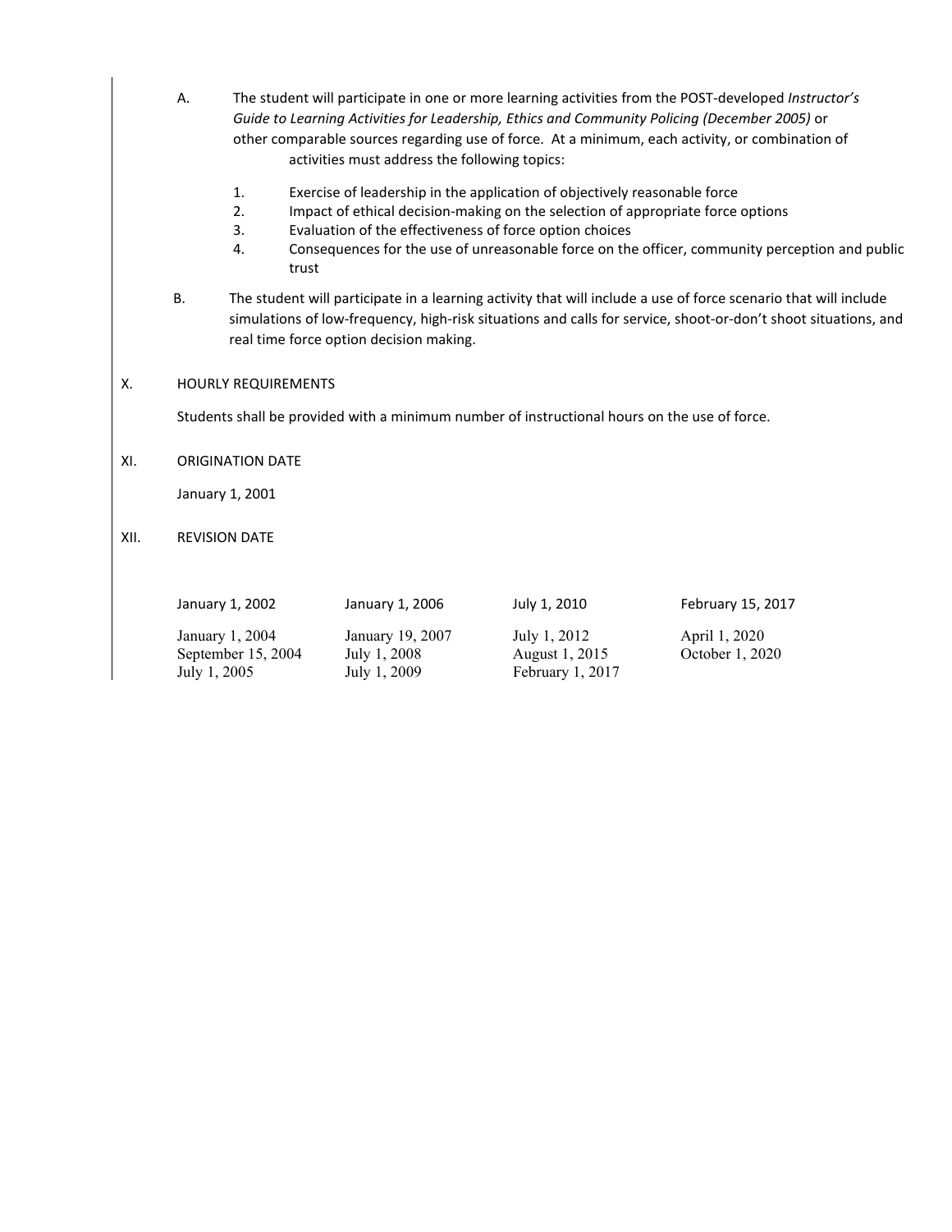A. The student will participate in one or more learning activities from the POST-developed *Instructor's Guide to Learning Activities for Leadership, Ethics and Community Policing (December 2005)* or other comparable sources regarding use of force. At a minimum, each activity, or combination of activities must address the following topics:

1. Exercise of leadership in the application of objectively reasonable force
2. Impact of ethical decision-making on the selection of appropriate force options
3. Evaluation of the effectiveness of force option choices
4. Consequences for the use of unreasonable force on the officer, community perception and public trust

B. The student will participate in a learning activity that will include a use of force scenario that will include simulations of low-frequency, high-risk situations and calls for service, shoot-or-don't shoot situations, and real time force option decision making.

X. HOURLY REQUIREMENTS

Students shall be provided with a minimum number of instructional hours on the use of force.

XI. ORIGINATION DATE

January 1, 2001

XII. REVISION DATE

| | | | |
|---|---|---|---|
| January 1, 2002 | January 1, 2006 | July 1, 2010 | February 15, 2017 |
| January 1, 2004 | January 19, 2007 | July 1, 2012 | April 1, 2020 |
| September 15, 2004 | July 1, 2008 | August 1, 2015 | October 1, 2020 |
| July 1, 2005 | July 1, 2009 | February 1, 2017 | |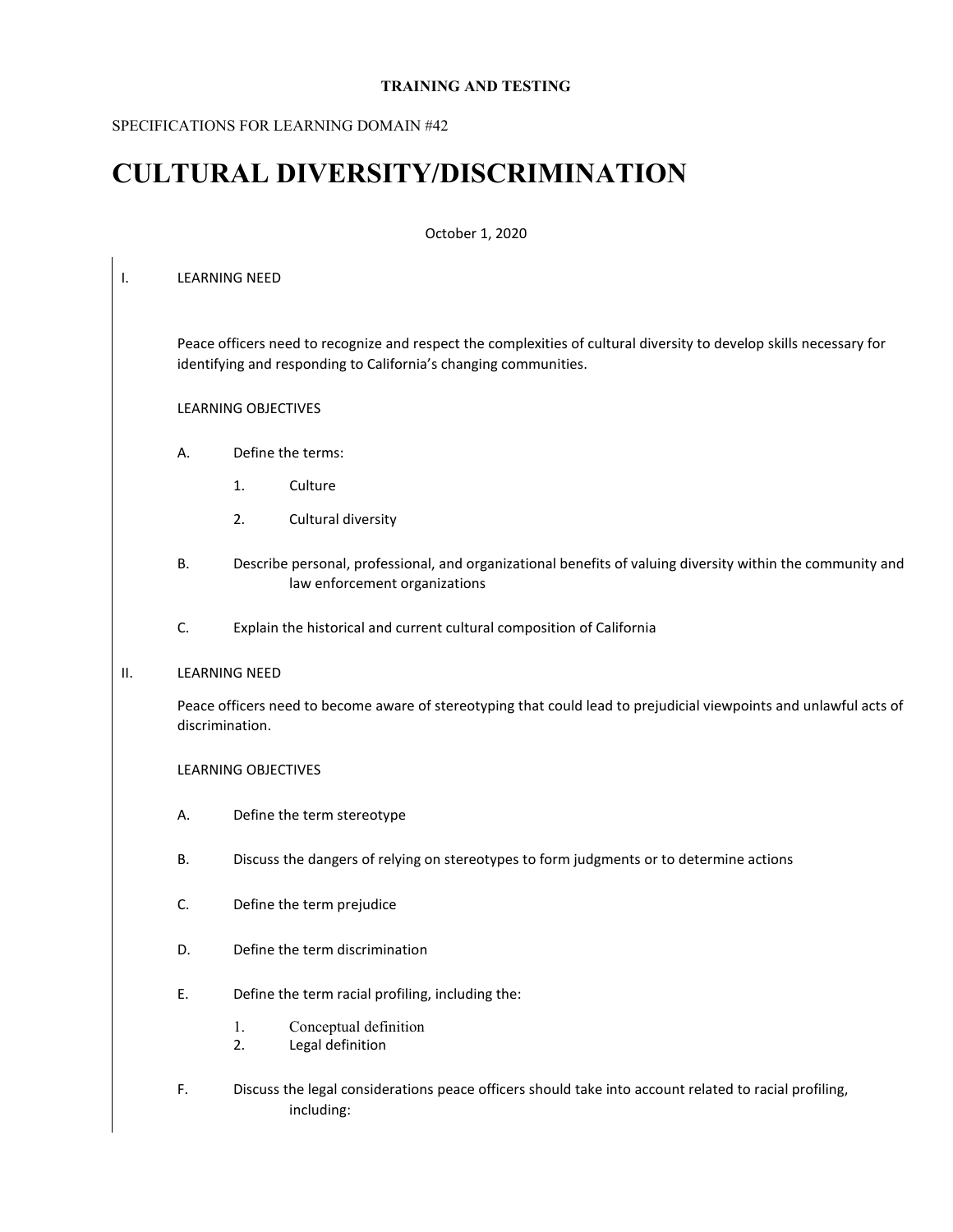**TRAINING AND TESTING**

SPECIFICATIONS FOR LEARNING DOMAIN #42

# CULTURAL DIVERSITY/DISCRIMINATION

October 1, 2020

I. LEARNING NEED

Peace officers need to recognize and respect the complexities of cultural diversity to develop skills necessary for identifying and responding to California's changing communities.

LEARNING OBJECTIVES

A. Define the terms:

   1. Culture

   2. Cultural diversity

B. Describe personal, professional, and organizational benefits of valuing diversity within the community and law enforcement organizations

C. Explain the historical and current cultural composition of California

II. LEARNING NEED

Peace officers need to become aware of stereotyping that could lead to prejudicial viewpoints and unlawful acts of discrimination.

LEARNING OBJECTIVES

A. Define the term stereotype

B. Discuss the dangers of relying on stereotypes to form judgments or to determine actions

C. Define the term prejudice

D. Define the term discrimination

E. Define the term racial profiling, including the:

   1. Conceptual definition
   2. Legal definition

F. Discuss the legal considerations peace officers should take into account related to racial profiling, including: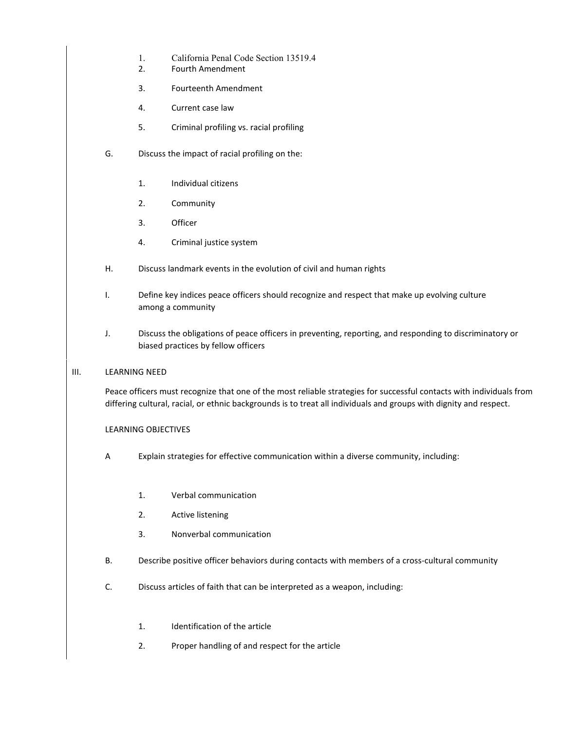1. California Penal Code Section 13519.4
2. Fourth Amendment
3. Fourteenth Amendment
4. Current case law
5. Criminal profiling vs. racial profiling

G. Discuss the impact of racial profiling on the:

   1. Individual citizens
   2. Community
   3. Officer
   4. Criminal justice system

H. Discuss landmark events in the evolution of civil and human rights

I. Define key indices peace officers should recognize and respect that make up evolving culture among a community

J. Discuss the obligations of peace officers in preventing, reporting, and responding to discriminatory or biased practices by fellow officers

III. LEARNING NEED

Peace officers must recognize that one of the most reliable strategies for successful contacts with individuals from differing cultural, racial, or ethnic backgrounds is to treat all individuals and groups with dignity and respect.

LEARNING OBJECTIVES

A Explain strategies for effective communication within a diverse community, including:

   1. Verbal communication
   2. Active listening
   3. Nonverbal communication

B. Describe positive officer behaviors during contacts with members of a cross-cultural community

C. Discuss articles of faith that can be interpreted as a weapon, including:

   1. Identification of the article
   2. Proper handling of and respect for the article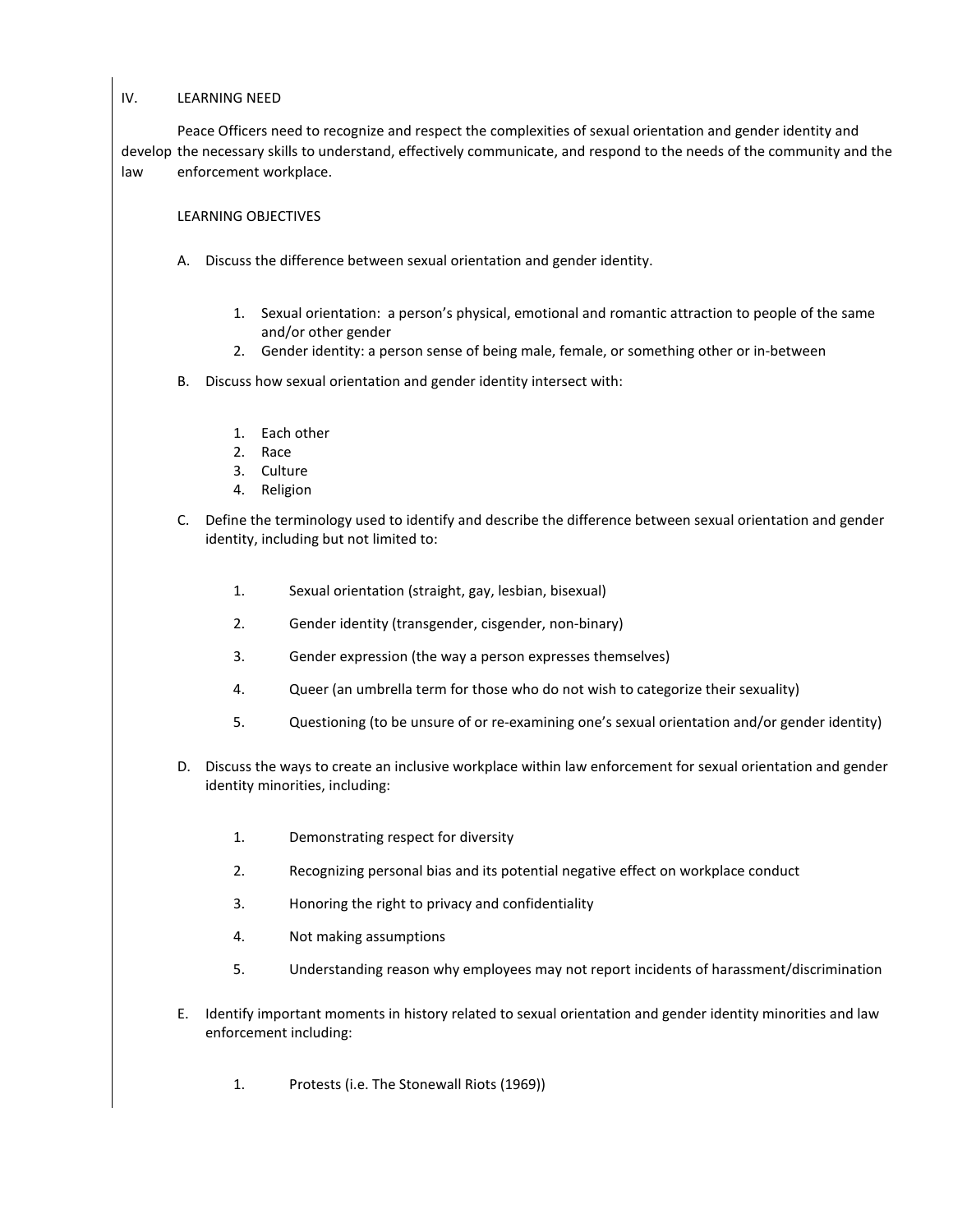IV. LEARNING NEED

Peace Officers need to recognize and respect the complexities of sexual orientation and gender identity and develop the necessary skills to understand, effectively communicate, and respond to the needs of the community and the law enforcement workplace.

LEARNING OBJECTIVES

A. Discuss the difference between sexual orientation and gender identity.

   1. Sexual orientation: a person's physical, emotional and romantic attraction to people of the same and/or other gender
   2. Gender identity: a person sense of being male, female, or something other or in-between

B. Discuss how sexual orientation and gender identity intersect with:

   1. Each other
   2. Race
   3. Culture
   4. Religion

C. Define the terminology used to identify and describe the difference between sexual orientation and gender identity, including but not limited to:

   1. Sexual orientation (straight, gay, lesbian, bisexual)
   2. Gender identity (transgender, cisgender, non-binary)
   3. Gender expression (the way a person expresses themselves)
   4. Queer (an umbrella term for those who do not wish to categorize their sexuality)
   5. Questioning (to be unsure of or re-examining one's sexual orientation and/or gender identity)

D. Discuss the ways to create an inclusive workplace within law enforcement for sexual orientation and gender identity minorities, including:

   1. Demonstrating respect for diversity
   2. Recognizing personal bias and its potential negative effect on workplace conduct
   3. Honoring the right to privacy and confidentiality
   4. Not making assumptions
   5. Understanding reason why employees may not report incidents of harassment/discrimination

E. Identify important moments in history related to sexual orientation and gender identity minorities and law enforcement including:

   1. Protests (i.e. The Stonewall Riots (1969))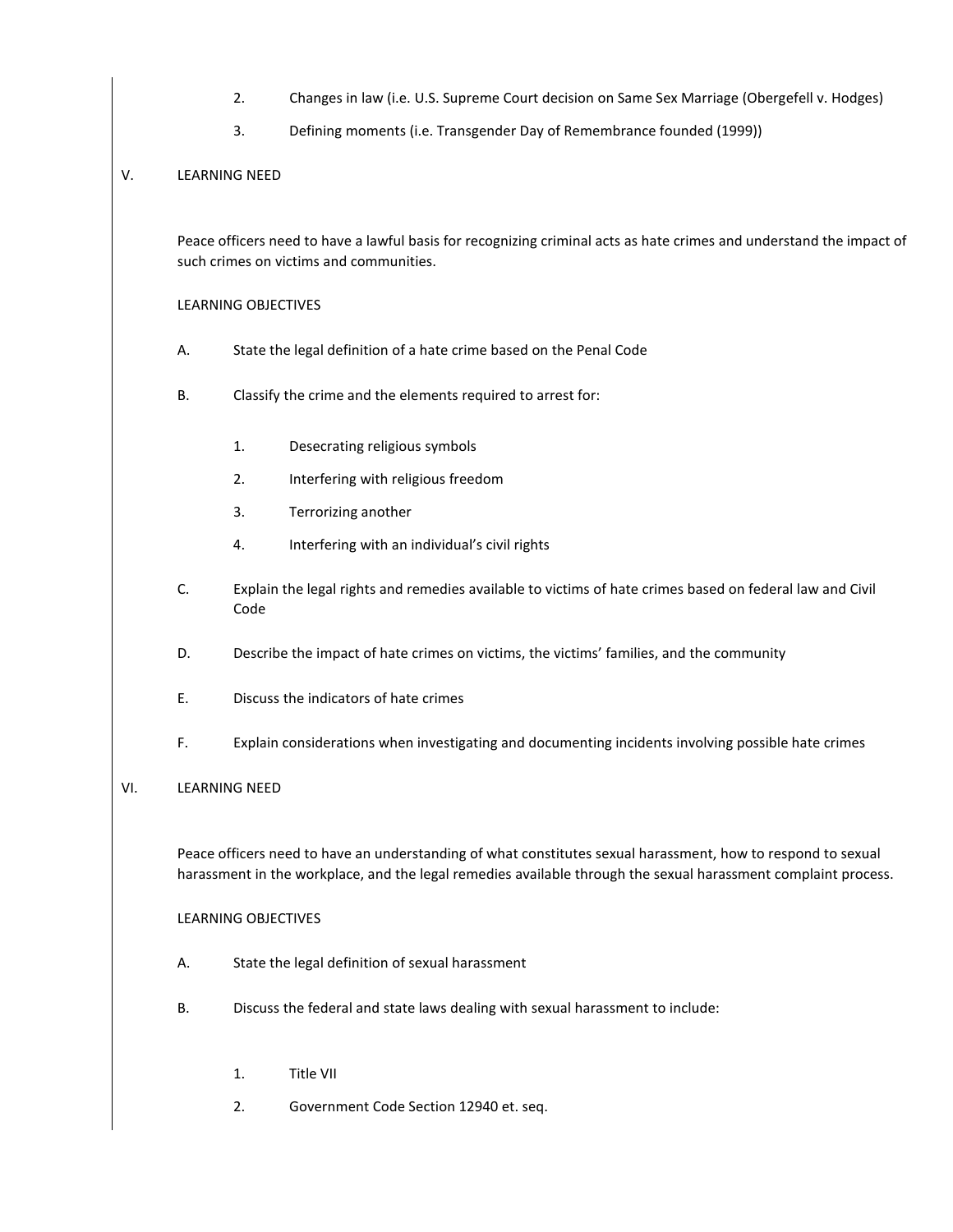2. Changes in law (i.e. U.S. Supreme Court decision on Same Sex Marriage (Obergefell v. Hodges)
3. Defining moments (i.e. Transgender Day of Remembrance founded (1999))

V. LEARNING NEED

Peace officers need to have a lawful basis for recognizing criminal acts as hate crimes and understand the impact of such crimes on victims and communities.

LEARNING OBJECTIVES

A. State the legal definition of a hate crime based on the Penal Code

B. Classify the crime and the elements required to arrest for:

   1. Desecrating religious symbols
   2. Interfering with religious freedom
   3. Terrorizing another
   4. Interfering with an individual's civil rights

C. Explain the legal rights and remedies available to victims of hate crimes based on federal law and Civil Code

D. Describe the impact of hate crimes on victims, the victims' families, and the community

E. Discuss the indicators of hate crimes

F. Explain considerations when investigating and documenting incidents involving possible hate crimes

VI. LEARNING NEED

Peace officers need to have an understanding of what constitutes sexual harassment, how to respond to sexual harassment in the workplace, and the legal remedies available through the sexual harassment complaint process.

LEARNING OBJECTIVES

A. State the legal definition of sexual harassment

B. Discuss the federal and state laws dealing with sexual harassment to include:

   1. Title VII
   2. Government Code Section 12940 et. seq.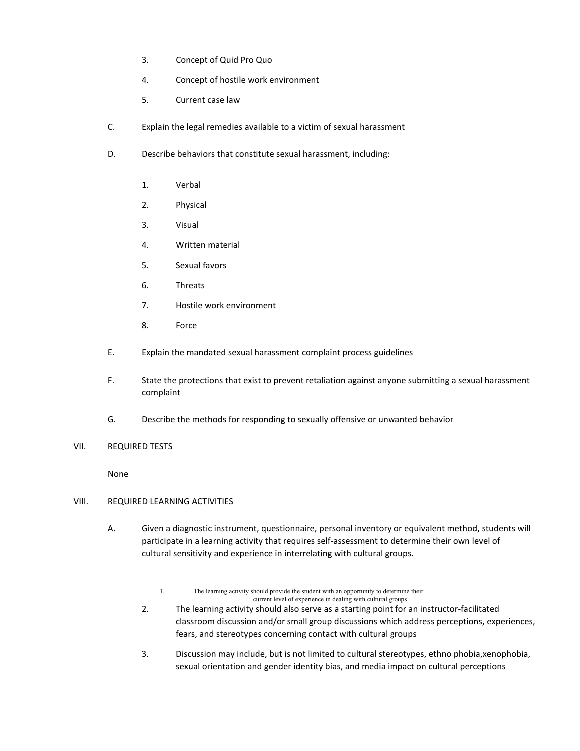3. Concept of Quid Pro Quo

4. Concept of hostile work environment

5. Current case law

C. Explain the legal remedies available to a victim of sexual harassment

D. Describe behaviors that constitute sexual harassment, including:

1. Verbal
2. Physical
3. Visual
4. Written material
5. Sexual favors
6. Threats
7. Hostile work environment
8. Force

E. Explain the mandated sexual harassment complaint process guidelines

F. State the protections that exist to prevent retaliation against anyone submitting a sexual harassment complaint

G. Describe the methods for responding to sexually offensive or unwanted behavior

VII. REQUIRED TESTS

None

VIII. REQUIRED LEARNING ACTIVITIES

A. Given a diagnostic instrument, questionnaire, personal inventory or equivalent method, students will participate in a learning activity that requires self-assessment to determine their own level of cultural sensitivity and experience in interrelating with cultural groups.

1. The learning activity should provide the student with an opportunity to determine their current level of experience in dealing with cultural groups

2. The learning activity should also serve as a starting point for an instructor-facilitated classroom discussion and/or small group discussions which address perceptions, experiences, fears, and stereotypes concerning contact with cultural groups

3. Discussion may include, but is not limited to cultural stereotypes, ethno phobia,xenophobia, sexual orientation and gender identity bias, and media impact on cultural perceptions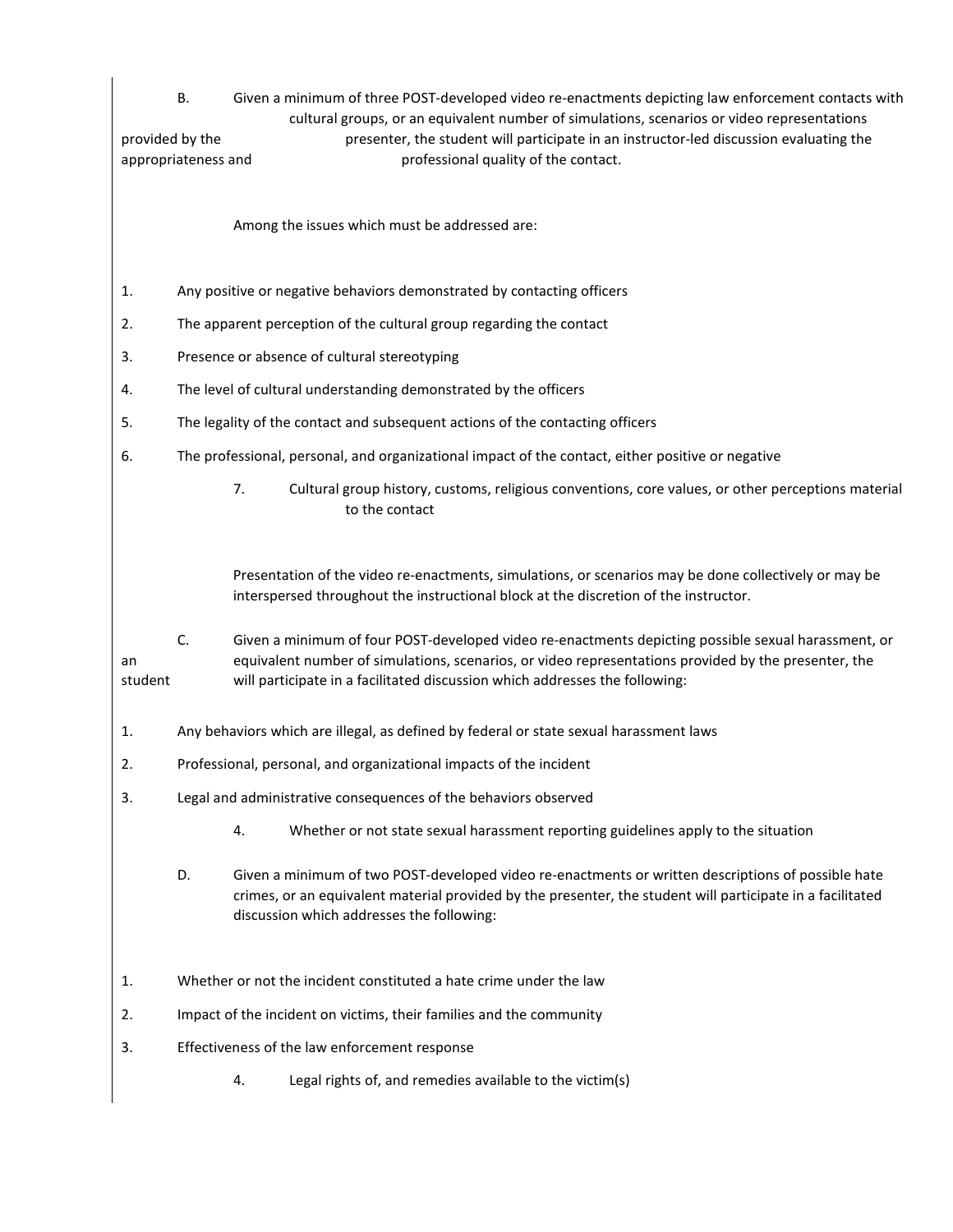B. Given a minimum of three POST-developed video re-enactments depicting law enforcement contacts with cultural groups, or an equivalent number of simulations, scenarios or video representations provided by the presenter, the student will participate in an instructor-led discussion evaluating the appropriateness and professional quality of the contact.

Among the issues which must be addressed are:

1. Any positive or negative behaviors demonstrated by contacting officers
2. The apparent perception of the cultural group regarding the contact
3. Presence or absence of cultural stereotyping
4. The level of cultural understanding demonstrated by the officers
5. The legality of the contact and subsequent actions of the contacting officers
6. The professional, personal, and organizational impact of the contact, either positive or negative
7. Cultural group history, customs, religious conventions, core values, or other perceptions material to the contact

Presentation of the video re-enactments, simulations, or scenarios may be done collectively or may be interspersed throughout the instructional block at the discretion of the instructor.

C. Given a minimum of four POST-developed video re-enactments depicting possible sexual harassment, or an equivalent number of simulations, scenarios, or video representations provided by the presenter, the student will participate in a facilitated discussion which addresses the following:

1. Any behaviors which are illegal, as defined by federal or state sexual harassment laws
2. Professional, personal, and organizational impacts of the incident
3. Legal and administrative consequences of the behaviors observed
4. Whether or not state sexual harassment reporting guidelines apply to the situation

D. Given a minimum of two POST-developed video re-enactments or written descriptions of possible hate crimes, or an equivalent material provided by the presenter, the student will participate in a facilitated discussion which addresses the following:

1. Whether or not the incident constituted a hate crime under the law
2. Impact of the incident on victims, their families and the community
3. Effectiveness of the law enforcement response
4. Legal rights of, and remedies available to the victim(s)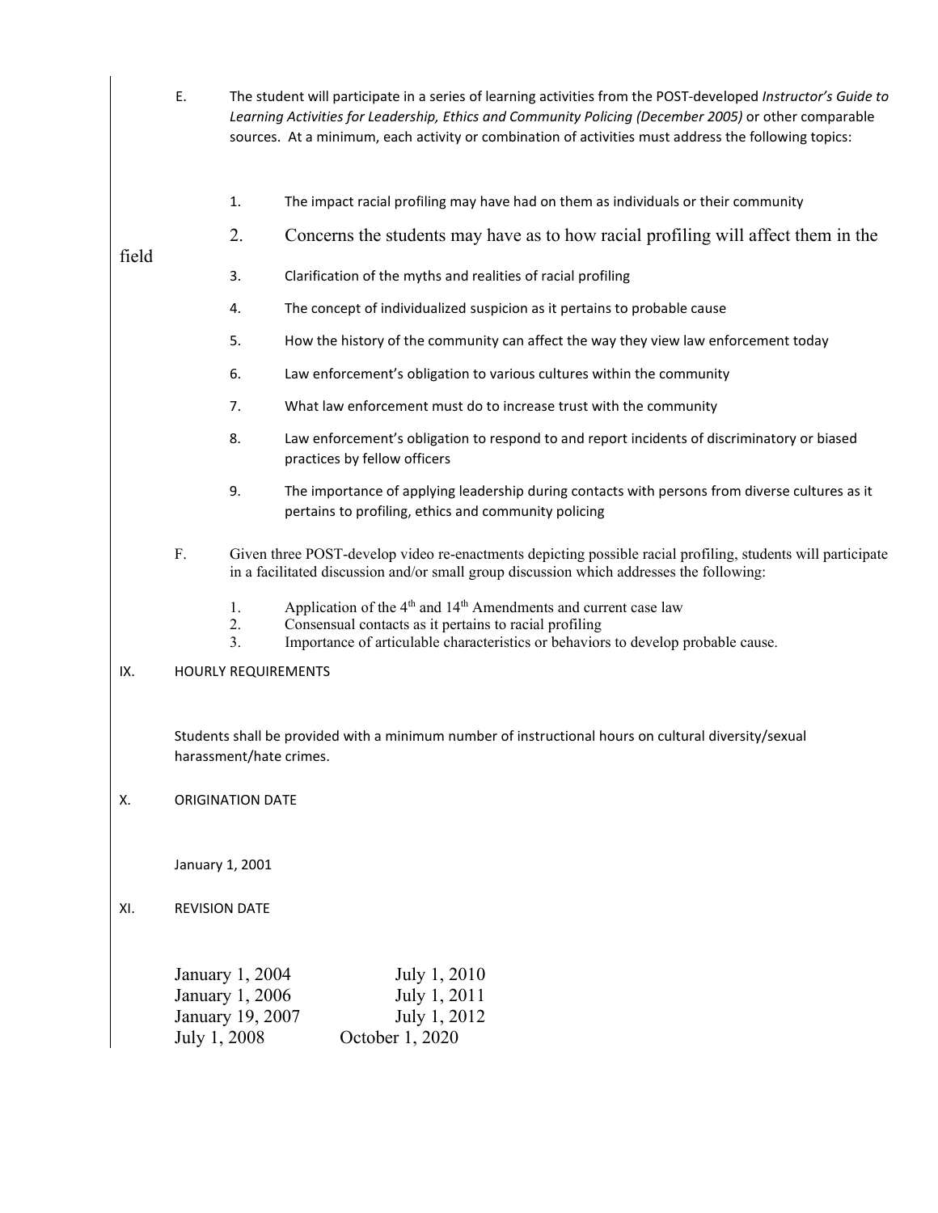E. The student will participate in a series of learning activities from the POST-developed *Instructor's Guide to Learning Activities for Leadership, Ethics and Community Policing (December 2005)* or other comparable sources. At a minimum, each activity or combination of activities must address the following topics:

1. The impact racial profiling may have had on them as individuals or their community
2. Concerns the students may have as to how racial profiling will affect them in the field
3. Clarification of the myths and realities of racial profiling
4. The concept of individualized suspicion as it pertains to probable cause
5. How the history of the community can affect the way they view law enforcement today
6. Law enforcement's obligation to various cultures within the community
7. What law enforcement must do to increase trust with the community
8. Law enforcement's obligation to respond to and report incidents of discriminatory or biased practices by fellow officers
9. The importance of applying leadership during contacts with persons from diverse cultures as it pertains to profiling, ethics and community policing

F. Given three POST-develop video re-enactments depicting possible racial profiling, students will participate in a facilitated discussion and/or small group discussion which addresses the following:

1. Application of the 4th and 14th Amendments and current case law
2. Consensual contacts as it pertains to racial profiling
3. Importance of articulable characteristics or behaviors to develop probable cause.

## IX. HOURLY REQUIREMENTS

Students shall be provided with a minimum number of instructional hours on cultural diversity/sexual harassment/hate crimes.

## X. ORIGINATION DATE

January 1, 2001

## XI. REVISION DATE

| | |
|---|---|
| January 1, 2004 | July 1, 2010 |
| January 1, 2006 | July 1, 2011 |
| January 19, 2007 | July 1, 2012 |
| July 1, 2008 | October 1, 2020 |